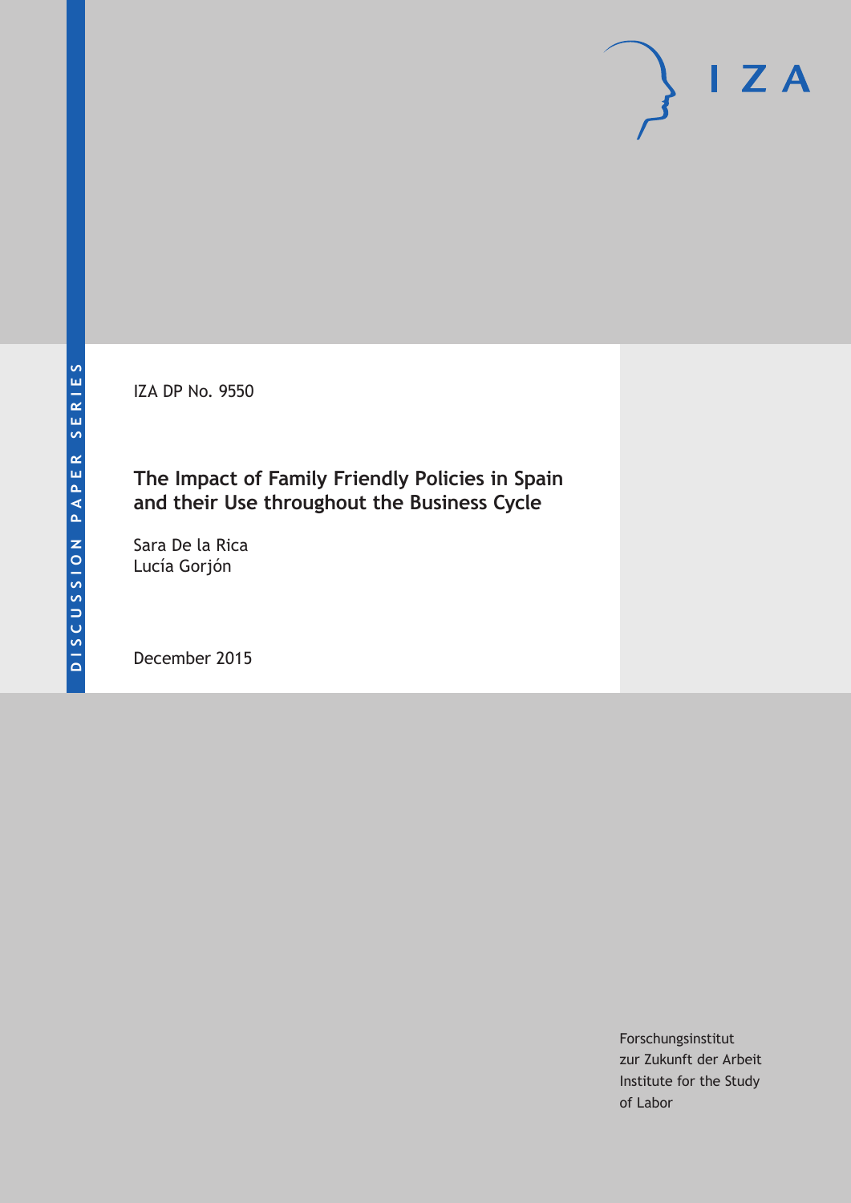DISCUSSION PAPER SERIES

IZA DP No. 9550

# The Impact of Family Friendly Policies in Spain and their Use throughout the Business Cycle

Sara De la Rica
Lucía Gorjón

December 2015

Forschungsinstitut
zur Zukunft der Arbeit
Institute for the Study
of Labor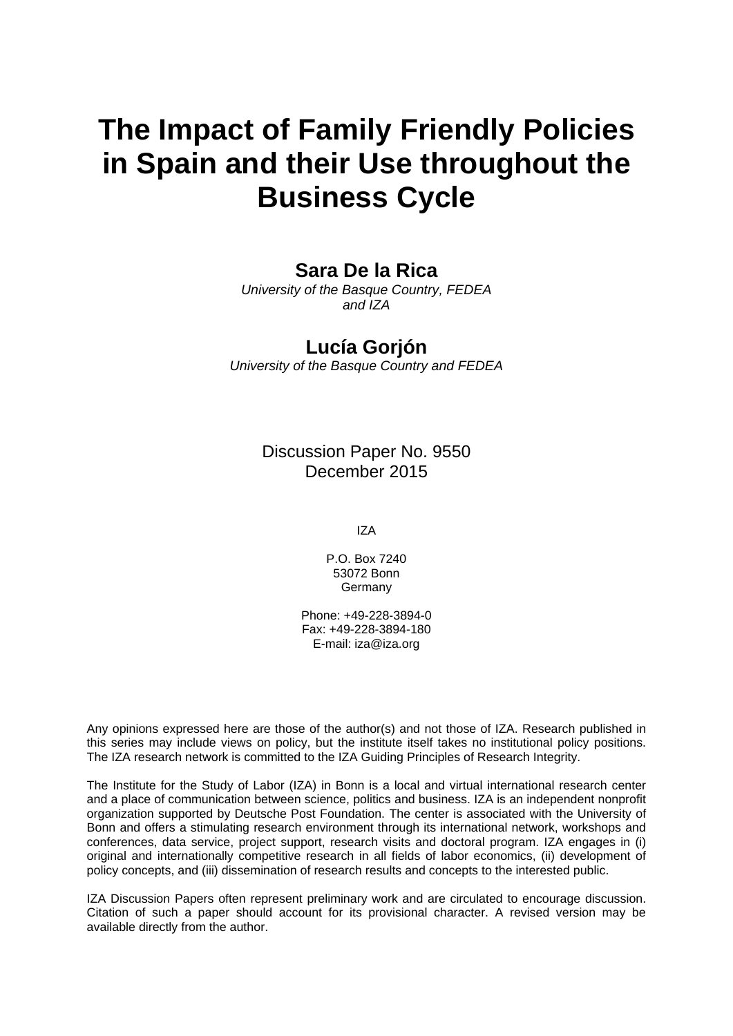# The Impact of Family Friendly Policies in Spain and their Use throughout the Business Cycle

**Sara De la Rica**

*University of the Basque Country, FEDEA and IZA*

**Lucía Gorjón**

*University of the Basque Country and FEDEA*

Discussion Paper No. 9550
December 2015

IZA

P.O. Box 7240
53072 Bonn
Germany

Phone: +49-228-3894-0
Fax: +49-228-3894-180
E-mail: iza@iza.org

Any opinions expressed here are those of the author(s) and not those of IZA. Research published in this series may include views on policy, but the institute itself takes no institutional policy positions. The IZA research network is committed to the IZA Guiding Principles of Research Integrity.

The Institute for the Study of Labor (IZA) in Bonn is a local and virtual international research center and a place of communication between science, politics and business. IZA is an independent nonprofit organization supported by Deutsche Post Foundation. The center is associated with the University of Bonn and offers a stimulating research environment through its international network, workshops and conferences, data service, project support, research visits and doctoral program. IZA engages in (i) original and internationally competitive research in all fields of labor economics, (ii) development of policy concepts, and (iii) dissemination of research results and concepts to the interested public.

IZA Discussion Papers often represent preliminary work and are circulated to encourage discussion. Citation of such a paper should account for its provisional character. A revised version may be available directly from the author.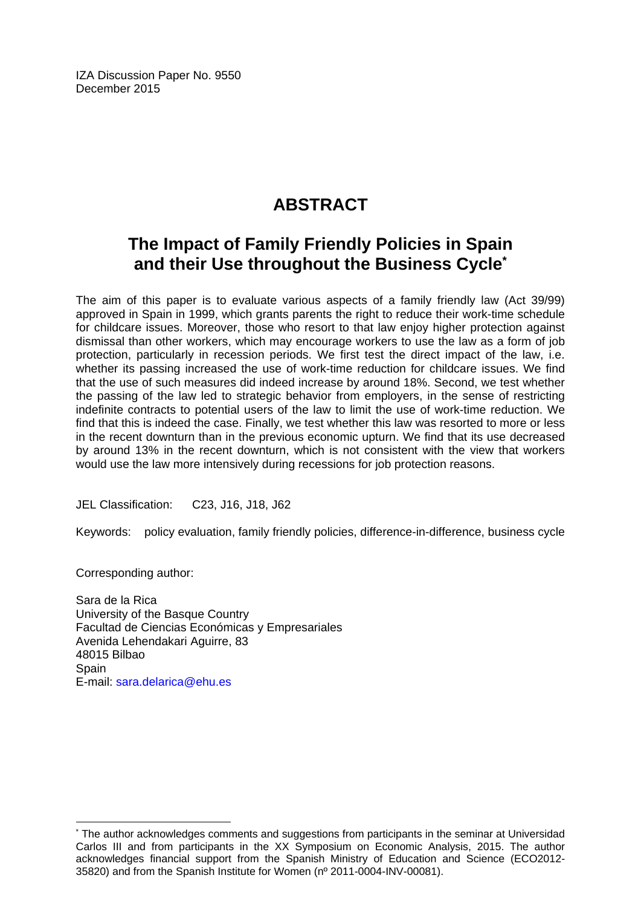IZA Discussion Paper No. 9550
December 2015

# ABSTRACT

## The Impact of Family Friendly Policies in Spain and their Use throughout the Business Cycle*

The aim of this paper is to evaluate various aspects of a family friendly law (Act 39/99) approved in Spain in 1999, which grants parents the right to reduce their work-time schedule for childcare issues. Moreover, those who resort to that law enjoy higher protection against dismissal than other workers, which may encourage workers to use the law as a form of job protection, particularly in recession periods. We first test the direct impact of the law, i.e. whether its passing increased the use of work-time reduction for childcare issues. We find that the use of such measures did indeed increase by around 18%. Second, we test whether the passing of the law led to strategic behavior from employers, in the sense of restricting indefinite contracts to potential users of the law to limit the use of work-time reduction. We find that this is indeed the case. Finally, we test whether this law was resorted to more or less in the recent downturn than in the previous economic upturn. We find that its use decreased by around 13% in the recent downturn, which is not consistent with the view that workers would use the law more intensively during recessions for job protection reasons.

JEL Classification: C23, J16, J18, J62

Keywords: policy evaluation, family friendly policies, difference-in-difference, business cycle

Corresponding author:

Sara de la Rica
University of the Basque Country
Facultad de Ciencias Económicas y Empresariales
Avenida Lehendakari Aguirre, 83
48015 Bilbao
Spain
E-mail: sara.delarica@ehu.es

* The author acknowledges comments and suggestions from participants in the seminar at Universidad Carlos III and from participants in the XX Symposium on Economic Analysis, 2015. The author acknowledges financial support from the Spanish Ministry of Education and Science (ECO2012-35820) and from the Spanish Institute for Women (nº 2011-0004-INV-00081).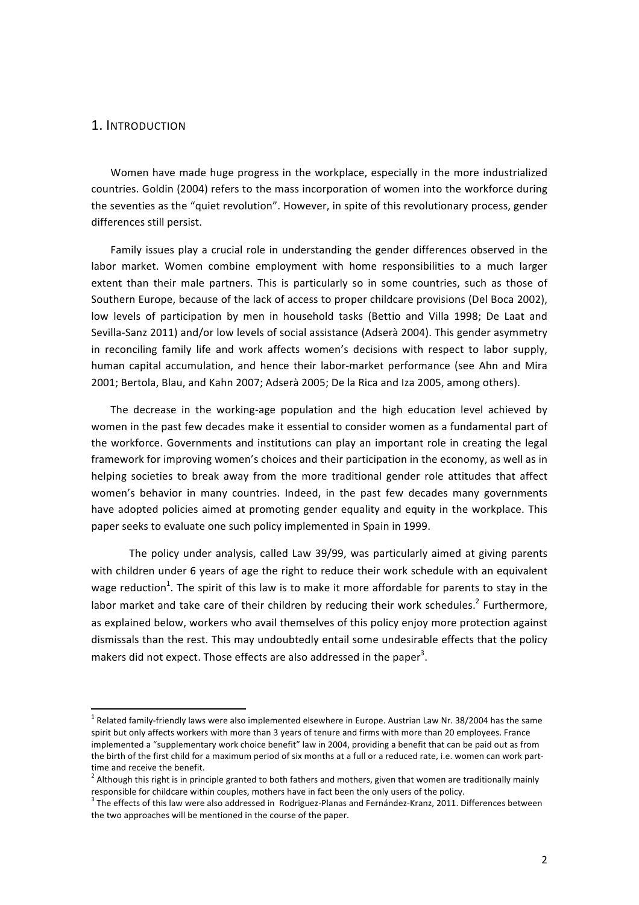## 1. INTRODUCTION

Women have made huge progress in the workplace, especially in the more industrialized countries. Goldin (2004) refers to the mass incorporation of women into the workforce during the seventies as the "quiet revolution". However, in spite of this revolutionary process, gender differences still persist.

Family issues play a crucial role in understanding the gender differences observed in the labor market. Women combine employment with home responsibilities to a much larger extent than their male partners. This is particularly so in some countries, such as those of Southern Europe, because of the lack of access to proper childcare provisions (Del Boca 2002), low levels of participation by men in household tasks (Bettio and Villa 1998; De Laat and Sevilla-Sanz 2011) and/or low levels of social assistance (Adserà 2004). This gender asymmetry in reconciling family life and work affects women's decisions with respect to labor supply, human capital accumulation, and hence their labor-market performance (see Ahn and Mira 2001; Bertola, Blau, and Kahn 2007; Adserà 2005; De la Rica and Iza 2005, among others).

The decrease in the working-age population and the high education level achieved by women in the past few decades make it essential to consider women as a fundamental part of the workforce. Governments and institutions can play an important role in creating the legal framework for improving women's choices and their participation in the economy, as well as in helping societies to break away from the more traditional gender role attitudes that affect women's behavior in many countries. Indeed, in the past few decades many governments have adopted policies aimed at promoting gender equality and equity in the workplace. This paper seeks to evaluate one such policy implemented in Spain in 1999.

The policy under analysis, called Law 39/99, was particularly aimed at giving parents with children under 6 years of age the right to reduce their work schedule with an equivalent wage reduction[1]. The spirit of this law is to make it more affordable for parents to stay in the labor market and take care of their children by reducing their work schedules.[2] Furthermore, as explained below, workers who avail themselves of this policy enjoy more protection against dismissals than the rest. This may undoubtedly entail some undesirable effects that the policy makers did not expect. Those effects are also addressed in the paper[3].

---

[1] Related family-friendly laws were also implemented elsewhere in Europe. Austrian Law Nr. 38/2004 has the same spirit but only affects workers with more than 3 years of tenure and firms with more than 20 employees. France implemented a "supplementary work choice benefit" law in 2004, providing a benefit that can be paid out as from the birth of the first child for a maximum period of six months at a full or a reduced rate, i.e. women can work part-time and receive the benefit.

[2] Although this right is in principle granted to both fathers and mothers, given that women are traditionally mainly responsible for childcare within couples, mothers have in fact been the only users of the policy.

[3] The effects of this law were also addressed in Rodriguez-Planas and Fernández-Kranz, 2011. Differences between the two approaches will be mentioned in the course of the paper.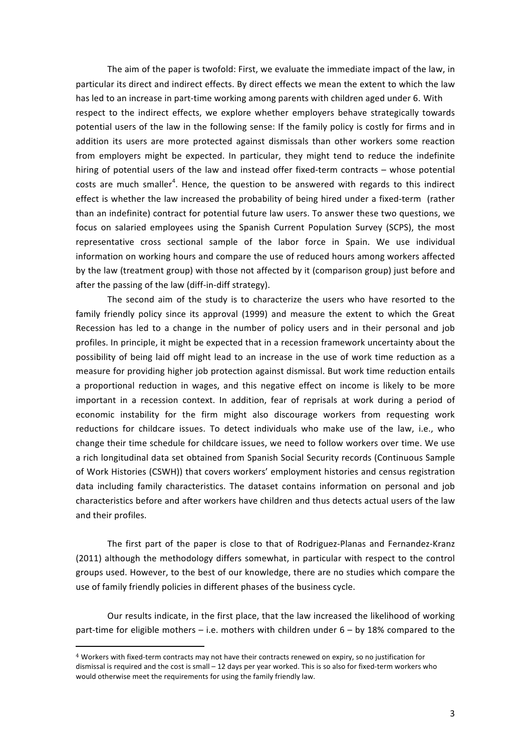The aim of the paper is twofold: First, we evaluate the immediate impact of the law, in particular its direct and indirect effects. By direct effects we mean the extent to which the law has led to an increase in part-time working among parents with children aged under 6. With respect to the indirect effects, we explore whether employers behave strategically towards potential users of the law in the following sense: If the family policy is costly for firms and in addition its users are more protected against dismissals than other workers some reaction from employers might be expected. In particular, they might tend to reduce the indefinite hiring of potential users of the law and instead offer fixed-term contracts – whose potential costs are much smaller[4]. Hence, the question to be answered with regards to this indirect effect is whether the law increased the probability of being hired under a fixed-term (rather than an indefinite) contract for potential future law users. To answer these two questions, we focus on salaried employees using the Spanish Current Population Survey (SCPS), the most representative cross sectional sample of the labor force in Spain. We use individual information on working hours and compare the use of reduced hours among workers affected by the law (treatment group) with those not affected by it (comparison group) just before and after the passing of the law (diff-in-diff strategy).

The second aim of the study is to characterize the users who have resorted to the family friendly policy since its approval (1999) and measure the extent to which the Great Recession has led to a change in the number of policy users and in their personal and job profiles. In principle, it might be expected that in a recession framework uncertainty about the possibility of being laid off might lead to an increase in the use of work time reduction as a measure for providing higher job protection against dismissal. But work time reduction entails a proportional reduction in wages, and this negative effect on income is likely to be more important in a recession context. In addition, fear of reprisals at work during a period of economic instability for the firm might also discourage workers from requesting work reductions for childcare issues. To detect individuals who make use of the law, i.e., who change their time schedule for childcare issues, we need to follow workers over time. We use a rich longitudinal data set obtained from Spanish Social Security records (Continuous Sample of Work Histories (CSWH)) that covers workers' employment histories and census registration data including family characteristics. The dataset contains information on personal and job characteristics before and after workers have children and thus detects actual users of the law and their profiles.

The first part of the paper is close to that of Rodriguez-Planas and Fernandez-Kranz (2011) although the methodology differs somewhat, in particular with respect to the control groups used. However, to the best of our knowledge, there are no studies which compare the use of family friendly policies in different phases of the business cycle.

Our results indicate, in the first place, that the law increased the likelihood of working part-time for eligible mothers – i.e. mothers with children under 6 – by 18% compared to the

[4] Workers with fixed-term contracts may not have their contracts renewed on expiry, so no justification for dismissal is required and the cost is small – 12 days per year worked. This is so also for fixed-term workers who would otherwise meet the requirements for using the family friendly law.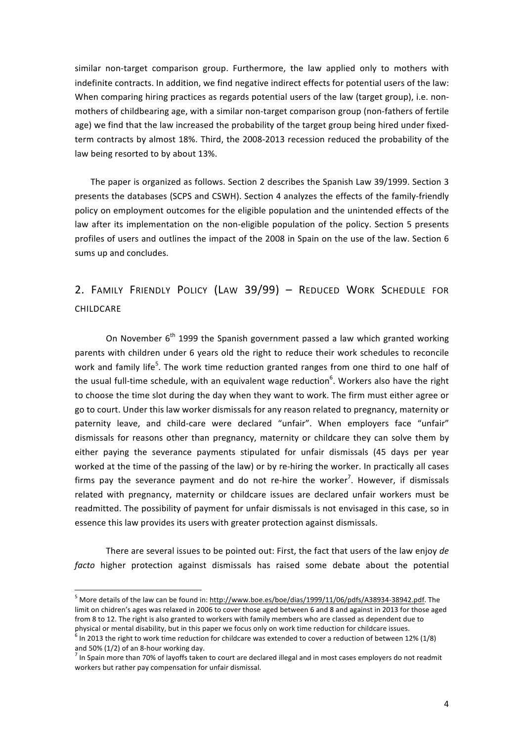similar non-target comparison group. Furthermore, the law applied only to mothers with indefinite contracts. In addition, we find negative indirect effects for potential users of the law: When comparing hiring practices as regards potential users of the law (target group), i.e. non-mothers of childbearing age, with a similar non-target comparison group (non-fathers of fertile age) we find that the law increased the probability of the target group being hired under fixed-term contracts by almost 18%. Third, the 2008-2013 recession reduced the probability of the law being resorted to by about 13%.

The paper is organized as follows. Section 2 describes the Spanish Law 39/1999. Section 3 presents the databases (SCPS and CSWH). Section 4 analyzes the effects of the family-friendly policy on employment outcomes for the eligible population and the unintended effects of the law after its implementation on the non-eligible population of the policy. Section 5 presents profiles of users and outlines the impact of the 2008 in Spain on the use of the law. Section 6 sums up and concludes.

## 2. Family Friendly Policy (Law 39/99) – Reduced Work Schedule for childcare

On November 6th 1999 the Spanish government passed a law which granted working parents with children under 6 years old the right to reduce their work schedules to reconcile work and family life[5]. The work time reduction granted ranges from one third to one half of the usual full-time schedule, with an equivalent wage reduction[6]. Workers also have the right to choose the time slot during the day when they want to work. The firm must either agree or go to court. Under this law worker dismissals for any reason related to pregnancy, maternity or paternity leave, and child-care were declared "unfair". When employers face "unfair" dismissals for reasons other than pregnancy, maternity or childcare they can solve them by either paying the severance payments stipulated for unfair dismissals (45 days per year worked at the time of the passing of the law) or by re-hiring the worker. In practically all cases firms pay the severance payment and do not re-hire the worker[7]. However, if dismissals related with pregnancy, maternity or childcare issues are declared unfair workers must be readmitted. The possibility of payment for unfair dismissals is not envisaged in this case, so in essence this law provides its users with greater protection against dismissals.

There are several issues to be pointed out: First, the fact that users of the law enjoy *de facto* higher protection against dismissals has raised some debate about the potential

[5] More details of the law can be found in: http://www.boe.es/boe/dias/1999/11/06/pdfs/A38934-38942.pdf. The limit on chidren's ages was relaxed in 2006 to cover those aged between 6 and 8 and against in 2013 for those aged from 8 to 12. The right is also granted to workers with family members who are classed as dependent due to physical or mental disability, but in this paper we focus only on work time reduction for childcare issues.

[6] In 2013 the right to work time reduction for childcare was extended to cover a reduction of between 12% (1/8) and 50% (1/2) of an 8-hour working day.

[7] In Spain more than 70% of layoffs taken to court are declared illegal and in most cases employers do not readmit workers but rather pay compensation for unfair dismissal.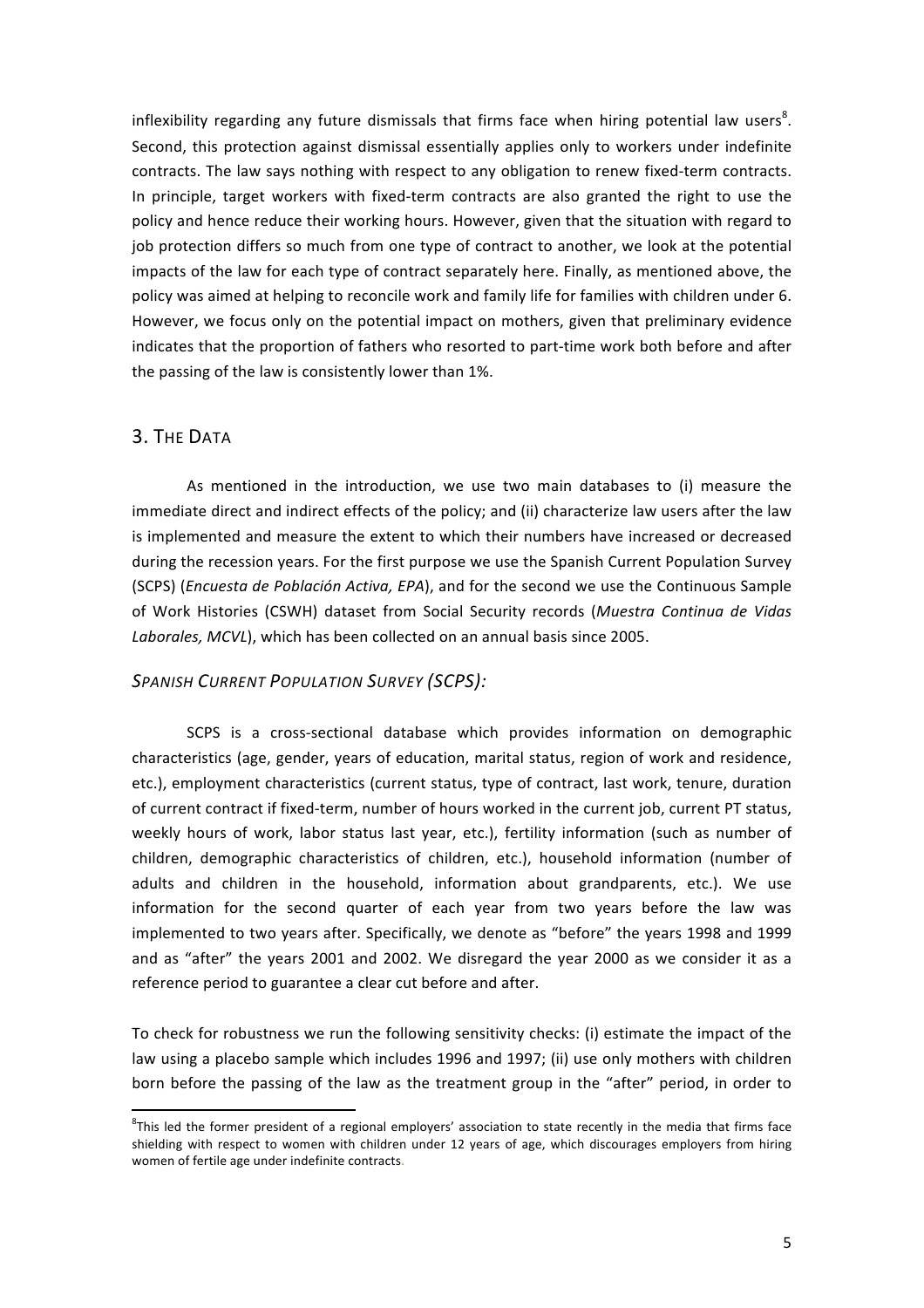inflexibility regarding any future dismissals that firms face when hiring potential law users[8]. Second, this protection against dismissal essentially applies only to workers under indefinite contracts. The law says nothing with respect to any obligation to renew fixed-term contracts. In principle, target workers with fixed-term contracts are also granted the right to use the policy and hence reduce their working hours. However, given that the situation with regard to job protection differs so much from one type of contract to another, we look at the potential impacts of the law for each type of contract separately here. Finally, as mentioned above, the policy was aimed at helping to reconcile work and family life for families with children under 6. However, we focus only on the potential impact on mothers, given that preliminary evidence indicates that the proportion of fathers who resorted to part-time work both before and after the passing of the law is consistently lower than 1%.

## 3. THE DATA

As mentioned in the introduction, we use two main databases to (i) measure the immediate direct and indirect effects of the policy; and (ii) characterize law users after the law is implemented and measure the extent to which their numbers have increased or decreased during the recession years. For the first purpose we use the Spanish Current Population Survey (SCPS) (*Encuesta de Población Activa, EPA*), and for the second we use the Continuous Sample of Work Histories (CSWH) dataset from Social Security records (*Muestra Continua de Vidas Laborales, MCVL*), which has been collected on an annual basis since 2005.

### *SPANISH CURRENT POPULATION SURVEY (SCPS):*

SCPS is a cross-sectional database which provides information on demographic characteristics (age, gender, years of education, marital status, region of work and residence, etc.), employment characteristics (current status, type of contract, last work, tenure, duration of current contract if fixed-term, number of hours worked in the current job, current PT status, weekly hours of work, labor status last year, etc.), fertility information (such as number of children, demographic characteristics of children, etc.), household information (number of adults and children in the household, information about grandparents, etc.). We use information for the second quarter of each year from two years before the law was implemented to two years after. Specifically, we denote as "before" the years 1998 and 1999 and as "after" the years 2001 and 2002. We disregard the year 2000 as we consider it as a reference period to guarantee a clear cut before and after.

To check for robustness we run the following sensitivity checks: (i) estimate the impact of the law using a placebo sample which includes 1996 and 1997; (ii) use only mothers with children born before the passing of the law as the treatment group in the "after" period, in order to

[8] This led the former president of a regional employers' association to state recently in the media that firms face shielding with respect to women with children under 12 years of age, which discourages employers from hiring women of fertile age under indefinite contracts.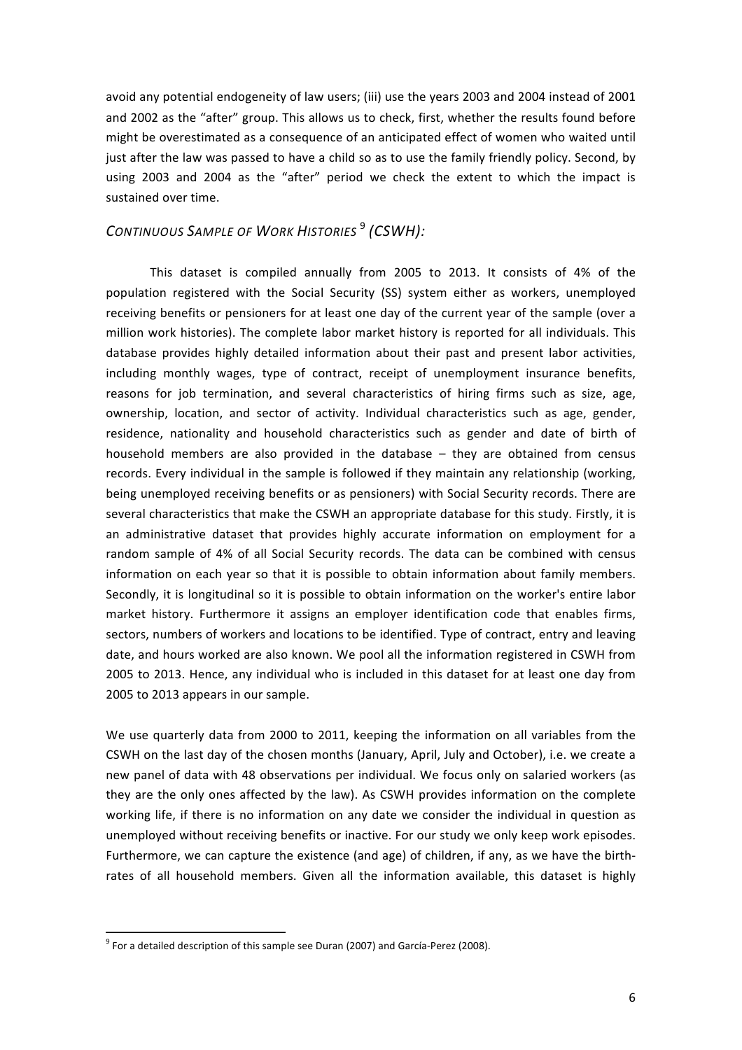avoid any potential endogeneity of law users; (iii) use the years 2003 and 2004 instead of 2001 and 2002 as the "after" group. This allows us to check, first, whether the results found before might be overestimated as a consequence of an anticipated effect of women who waited until just after the law was passed to have a child so as to use the family friendly policy. Second, by using 2003 and 2004 as the "after" period we check the extent to which the impact is sustained over time.

### *CONTINUOUS SAMPLE OF WORK HISTORIES*[9] *(CSWH):*

This dataset is compiled annually from 2005 to 2013. It consists of 4% of the population registered with the Social Security (SS) system either as workers, unemployed receiving benefits or pensioners for at least one day of the current year of the sample (over a million work histories). The complete labor market history is reported for all individuals. This database provides highly detailed information about their past and present labor activities, including monthly wages, type of contract, receipt of unemployment insurance benefits, reasons for job termination, and several characteristics of hiring firms such as size, age, ownership, location, and sector of activity. Individual characteristics such as age, gender, residence, nationality and household characteristics such as gender and date of birth of household members are also provided in the database – they are obtained from census records. Every individual in the sample is followed if they maintain any relationship (working, being unemployed receiving benefits or as pensioners) with Social Security records. There are several characteristics that make the CSWH an appropriate database for this study. Firstly, it is an administrative dataset that provides highly accurate information on employment for a random sample of 4% of all Social Security records. The data can be combined with census information on each year so that it is possible to obtain information about family members. Secondly, it is longitudinal so it is possible to obtain information on the worker's entire labor market history. Furthermore it assigns an employer identification code that enables firms, sectors, numbers of workers and locations to be identified. Type of contract, entry and leaving date, and hours worked are also known. We pool all the information registered in CSWH from 2005 to 2013. Hence, any individual who is included in this dataset for at least one day from 2005 to 2013 appears in our sample.

We use quarterly data from 2000 to 2011, keeping the information on all variables from the CSWH on the last day of the chosen months (January, April, July and October), i.e. we create a new panel of data with 48 observations per individual. We focus only on salaried workers (as they are the only ones affected by the law). As CSWH provides information on the complete working life, if there is no information on any date we consider the individual in question as unemployed without receiving benefits or inactive. For our study we only keep work episodes. Furthermore, we can capture the existence (and age) of children, if any, as we have the birth-rates of all household members. Given all the information available, this dataset is highly

[9] For a detailed description of this sample see Duran (2007) and García-Perez (2008).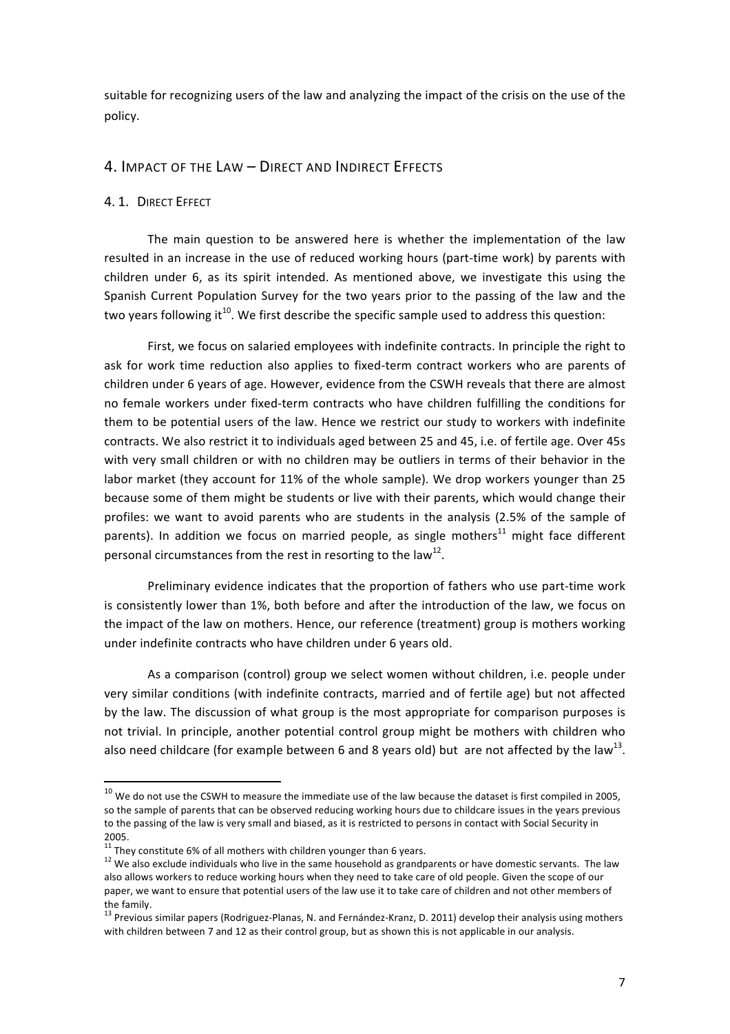suitable for recognizing users of the law and analyzing the impact of the crisis on the use of the policy.

## 4. Impact of the Law – Direct and Indirect Effects

### 4. 1. Direct Effect

The main question to be answered here is whether the implementation of the law resulted in an increase in the use of reduced working hours (part-time work) by parents with children under 6, as its spirit intended. As mentioned above, we investigate this using the Spanish Current Population Survey for the two years prior to the passing of the law and the two years following it[10]. We first describe the specific sample used to address this question:

First, we focus on salaried employees with indefinite contracts. In principle the right to ask for work time reduction also applies to fixed-term contract workers who are parents of children under 6 years of age. However, evidence from the CSWH reveals that there are almost no female workers under fixed-term contracts who have children fulfilling the conditions for them to be potential users of the law. Hence we restrict our study to workers with indefinite contracts. We also restrict it to individuals aged between 25 and 45, i.e. of fertile age. Over 45s with very small children or with no children may be outliers in terms of their behavior in the labor market (they account for 11% of the whole sample). We drop workers younger than 25 because some of them might be students or live with their parents, which would change their profiles: we want to avoid parents who are students in the analysis (2.5% of the sample of parents). In addition we focus on married people, as single mothers[11] might face different personal circumstances from the rest in resorting to the law[12].

Preliminary evidence indicates that the proportion of fathers who use part-time work is consistently lower than 1%, both before and after the introduction of the law, we focus on the impact of the law on mothers. Hence, our reference (treatment) group is mothers working under indefinite contracts who have children under 6 years old.

As a comparison (control) group we select women without children, i.e. people under very similar conditions (with indefinite contracts, married and of fertile age) but not affected by the law. The discussion of what group is the most appropriate for comparison purposes is not trivial. In principle, another potential control group might be mothers with children who also need childcare (for example between 6 and 8 years old) but are not affected by the law[13].

---

[10] We do not use the CSWH to measure the immediate use of the law because the dataset is first compiled in 2005, so the sample of parents that can be observed reducing working hours due to childcare issues in the years previous to the passing of the law is very small and biased, as it is restricted to persons in contact with Social Security in 2005.

[11] They constitute 6% of all mothers with children younger than 6 years.

[12] We also exclude individuals who live in the same household as grandparents or have domestic servants. The law also allows workers to reduce working hours when they need to take care of old people. Given the scope of our paper, we want to ensure that potential users of the law use it to take care of children and not other members of the family.

[13] Previous similar papers (Rodriguez-Planas, N. and Fernández-Kranz, D. 2011) develop their analysis using mothers with children between 7 and 12 as their control group, but as shown this is not applicable in our analysis.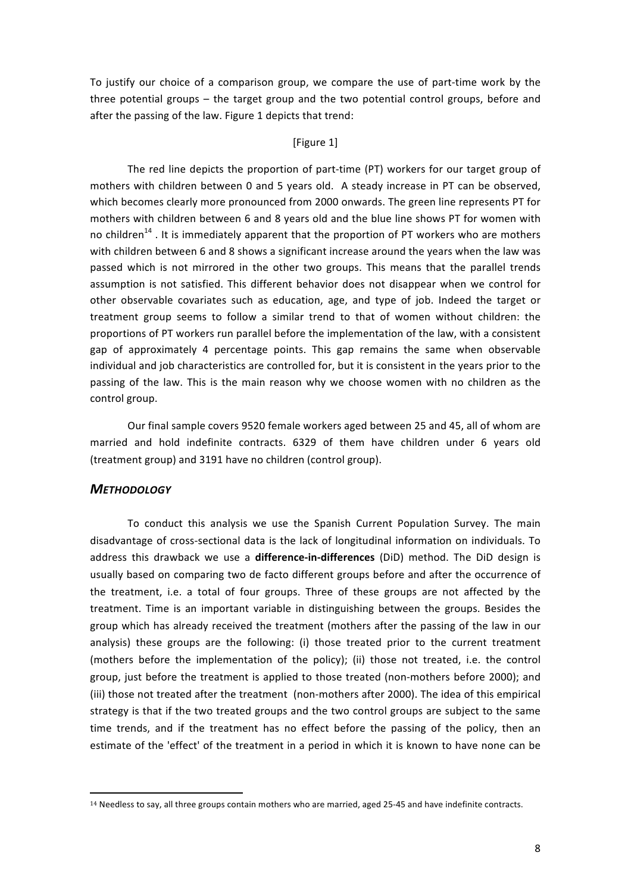To justify our choice of a comparison group, we compare the use of part-time work by the three potential groups – the target group and the two potential control groups, before and after the passing of the law. Figure 1 depicts that trend:

[Figure 1]

The red line depicts the proportion of part-time (PT) workers for our target group of mothers with children between 0 and 5 years old. A steady increase in PT can be observed, which becomes clearly more pronounced from 2000 onwards. The green line represents PT for mothers with children between 6 and 8 years old and the blue line shows PT for women with no children[14] . It is immediately apparent that the proportion of PT workers who are mothers with children between 6 and 8 shows a significant increase around the years when the law was passed which is not mirrored in the other two groups. This means that the parallel trends assumption is not satisfied. This different behavior does not disappear when we control for other observable covariates such as education, age, and type of job. Indeed the target or treatment group seems to follow a similar trend to that of women without children: the proportions of PT workers run parallel before the implementation of the law, with a consistent gap of approximately 4 percentage points. This gap remains the same when observable individual and job characteristics are controlled for, but it is consistent in the years prior to the passing of the law. This is the main reason why we choose women with no children as the control group.

Our final sample covers 9520 female workers aged between 25 and 45, all of whom are married and hold indefinite contracts. 6329 of them have children under 6 years old (treatment group) and 3191 have no children (control group).

## *METHODOLOGY*

To conduct this analysis we use the Spanish Current Population Survey. The main disadvantage of cross-sectional data is the lack of longitudinal information on individuals. To address this drawback we use a **difference-in-differences** (DiD) method. The DiD design is usually based on comparing two de facto different groups before and after the occurrence of the treatment, i.e. a total of four groups. Three of these groups are not affected by the treatment. Time is an important variable in distinguishing between the groups. Besides the group which has already received the treatment (mothers after the passing of the law in our analysis) these groups are the following: (i) those treated prior to the current treatment (mothers before the implementation of the policy); (ii) those not treated, i.e. the control group, just before the treatment is applied to those treated (non-mothers before 2000); and (iii) those not treated after the treatment (non-mothers after 2000). The idea of this empirical strategy is that if the two treated groups and the two control groups are subject to the same time trends, and if the treatment has no effect before the passing of the policy, then an estimate of the 'effect' of the treatment in a period in which it is known to have none can be

[14] Needless to say, all three groups contain mothers who are married, aged 25-45 and have indefinite contracts.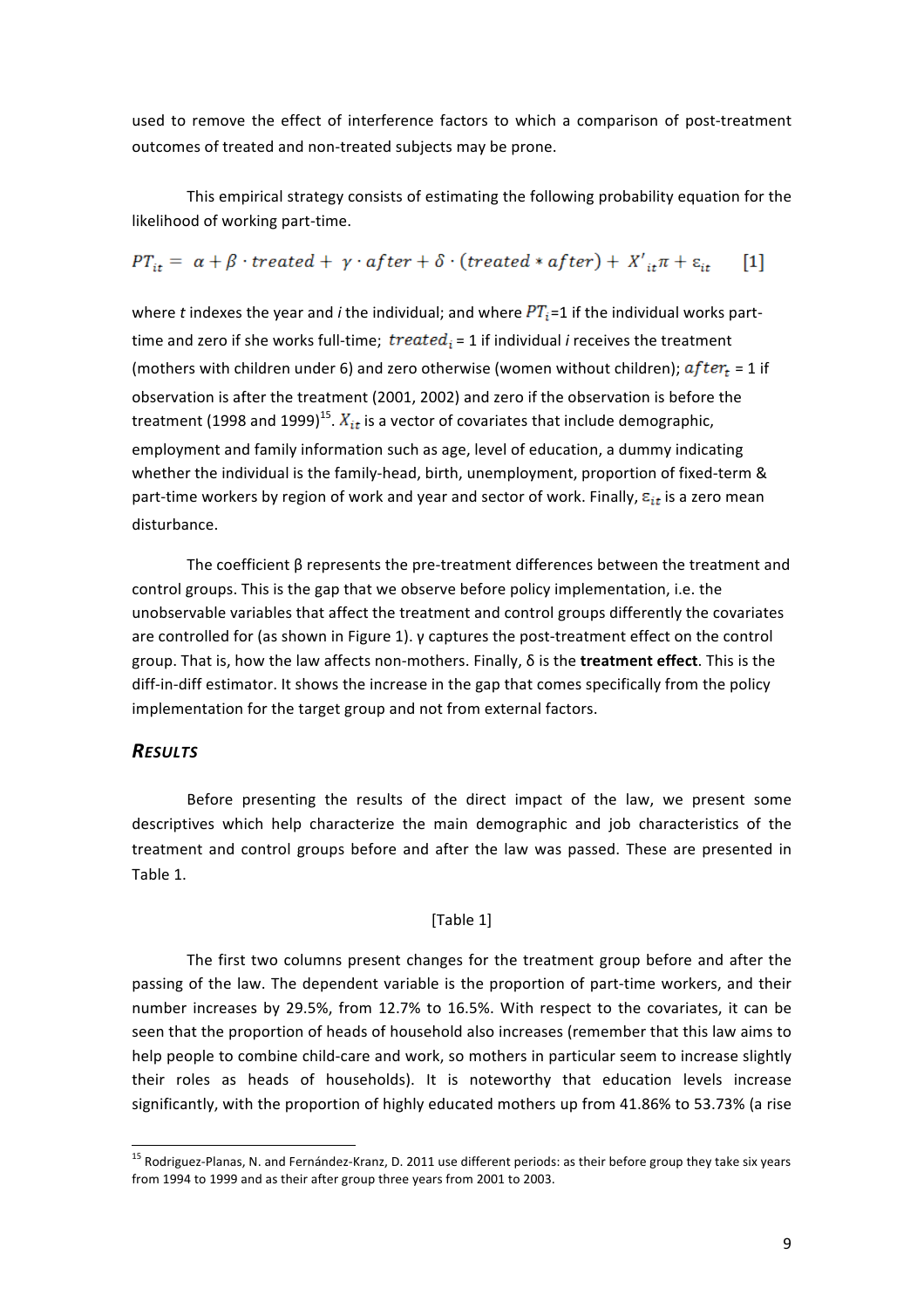used to remove the effect of interference factors to which a comparison of post-treatment outcomes of treated and non-treated subjects may be prone.

This empirical strategy consists of estimating the following probability equation for the likelihood of working part-time.

$$PT_{it} = \alpha + \beta \cdot treated + \gamma \cdot after + \delta \cdot (treated * after) + X'_{it}\pi + \varepsilon_{it} \qquad [1]$$

where $t$ indexes the year and $i$ the individual; and where $PT_i$=1 if the individual works part-time and zero if she works full-time; $treated_i$ = 1 if individual $i$ receives the treatment (mothers with children under 6) and zero otherwise (women without children); $after_t$ = 1 if observation is after the treatment (2001, 2002) and zero if the observation is before the treatment (1998 and 1999)[15]. $X_{it}$ is a vector of covariates that include demographic, employment and family information such as age, level of education, a dummy indicating whether the individual is the family-head, birth, unemployment, proportion of fixed-term & part-time workers by region of work and year and sector of work. Finally, $\varepsilon_{it}$ is a zero mean disturbance.

The coefficient β represents the pre-treatment differences between the treatment and control groups. This is the gap that we observe before policy implementation, i.e. the unobservable variables that affect the treatment and control groups differently the covariates are controlled for (as shown in Figure 1). γ captures the post-treatment effect on the control group. That is, how the law affects non-mothers. Finally, δ is the **treatment effect**. This is the diff-in-diff estimator. It shows the increase in the gap that comes specifically from the policy implementation for the target group and not from external factors.

## *RESULTS*

Before presenting the results of the direct impact of the law, we present some descriptives which help characterize the main demographic and job characteristics of the treatment and control groups before and after the law was passed. These are presented in Table 1.

[Table 1]

The first two columns present changes for the treatment group before and after the passing of the law. The dependent variable is the proportion of part-time workers, and their number increases by 29.5%, from 12.7% to 16.5%. With respect to the covariates, it can be seen that the proportion of heads of household also increases (remember that this law aims to help people to combine child-care and work, so mothers in particular seem to increase slightly their roles as heads of households). It is noteworthy that education levels increase significantly, with the proportion of highly educated mothers up from 41.86% to 53.73% (a rise

[15] Rodriguez-Planas, N. and Fernández-Kranz, D. 2011 use different periods: as their before group they take six years from 1994 to 1999 and as their after group three years from 2001 to 2003.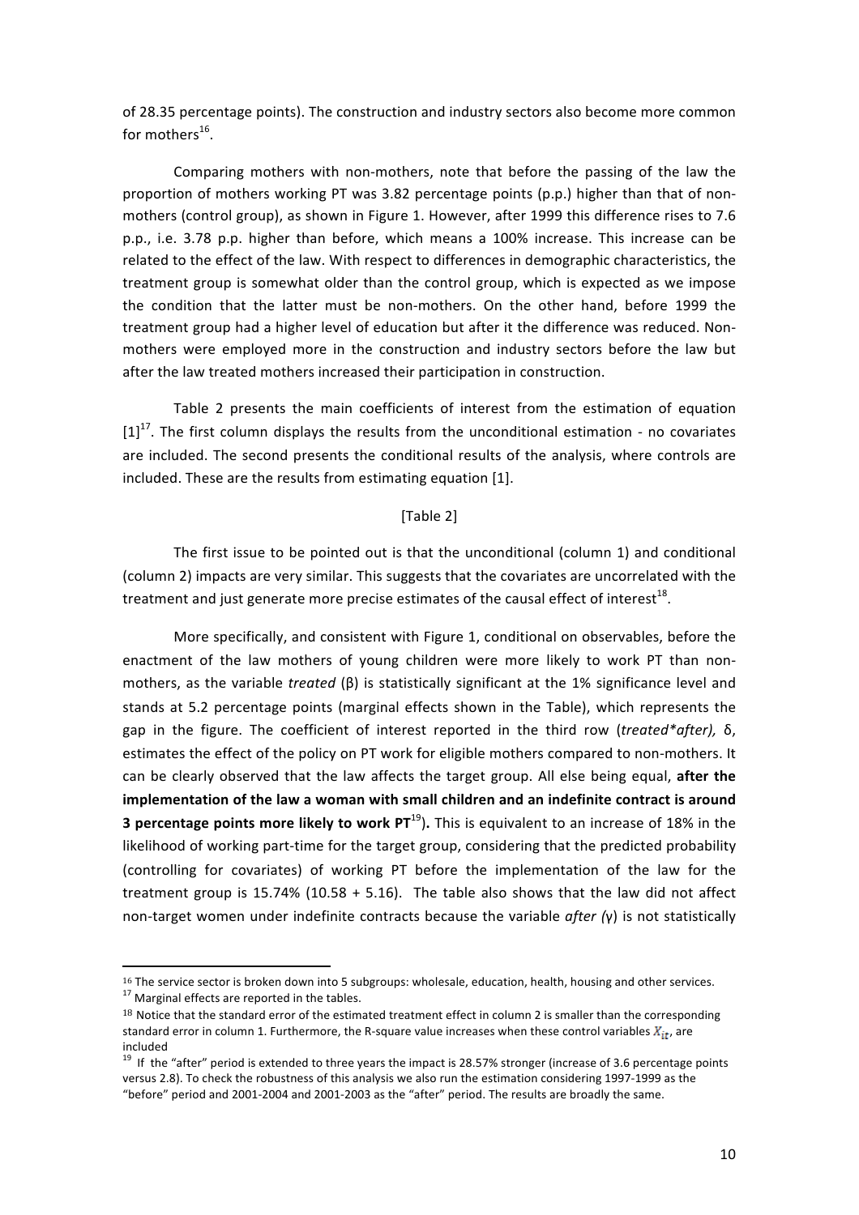of 28.35 percentage points). The construction and industry sectors also become more common for mothers[16].

Comparing mothers with non-mothers, note that before the passing of the law the proportion of mothers working PT was 3.82 percentage points (p.p.) higher than that of non-mothers (control group), as shown in Figure 1. However, after 1999 this difference rises to 7.6 p.p., i.e. 3.78 p.p. higher than before, which means a 100% increase. This increase can be related to the effect of the law. With respect to differences in demographic characteristics, the treatment group is somewhat older than the control group, which is expected as we impose the condition that the latter must be non-mothers. On the other hand, before 1999 the treatment group had a higher level of education but after it the difference was reduced. Non-mothers were employed more in the construction and industry sectors before the law but after the law treated mothers increased their participation in construction.

Table 2 presents the main coefficients of interest from the estimation of equation [1][17]. The first column displays the results from the unconditional estimation - no covariates are included. The second presents the conditional results of the analysis, where controls are included. These are the results from estimating equation [1].

[Table 2]

The first issue to be pointed out is that the unconditional (column 1) and conditional (column 2) impacts are very similar. This suggests that the covariates are uncorrelated with the treatment and just generate more precise estimates of the causal effect of interest[18].

More specifically, and consistent with Figure 1, conditional on observables, before the enactment of the law mothers of young children were more likely to work PT than non-mothers, as the variable *treated* (β) is statistically significant at the 1% significance level and stands at 5.2 percentage points (marginal effects shown in the Table), which represents the gap in the figure. The coefficient of interest reported in the third row (*treated*after),* δ, estimates the effect of the policy on PT work for eligible mothers compared to non-mothers. It can be clearly observed that the law affects the target group. All else being equal, **after the implementation of the law a woman with small children and an indefinite contract is around 3 percentage points more likely to work PT**[19]**)**. This is equivalent to an increase of 18% in the likelihood of working part-time for the target group, considering that the predicted probability (controlling for covariates) of working PT before the implementation of the law for the treatment group is 15.74% (10.58 + 5.16). The table also shows that the law did not affect non-target women under indefinite contracts because the variable *after (*γ) is not statistically

---

[16] The service sector is broken down into 5 subgroups: wholesale, education, health, housing and other services.

[17] Marginal effects are reported in the tables.

[18] Notice that the standard error of the estimated treatment effect in column 2 is smaller than the corresponding standard error in column 1. Furthermore, the R-square value increases when these control variables $X_{it}$, are included

[19] If the "after" period is extended to three years the impact is 28.57% stronger (increase of 3.6 percentage points versus 2.8). To check the robustness of this analysis we also run the estimation considering 1997-1999 as the "before" period and 2001-2004 and 2001-2003 as the "after" period. The results are broadly the same.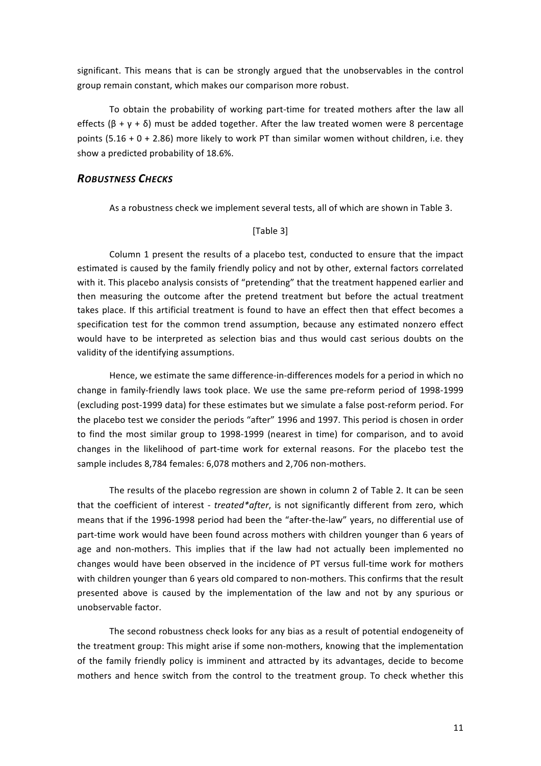significant. This means that is can be strongly argued that the unobservables in the control group remain constant, which makes our comparison more robust.

To obtain the probability of working part-time for treated mothers after the law all effects ($\beta + \gamma + \delta$) must be added together. After the law treated women were 8 percentage points (5.16 + 0 + 2.86) more likely to work PT than similar women without children, i.e. they show a predicted probability of 18.6%.

### ***ROBUSTNESS CHECKS***

As a robustness check we implement several tests, all of which are shown in Table 3.

[Table 3]

Column 1 present the results of a placebo test, conducted to ensure that the impact estimated is caused by the family friendly policy and not by other, external factors correlated with it. This placebo analysis consists of "pretending" that the treatment happened earlier and then measuring the outcome after the pretend treatment but before the actual treatment takes place. If this artificial treatment is found to have an effect then that effect becomes a specification test for the common trend assumption, because any estimated nonzero effect would have to be interpreted as selection bias and thus would cast serious doubts on the validity of the identifying assumptions.

Hence, we estimate the same difference-in-differences models for a period in which no change in family-friendly laws took place. We use the same pre-reform period of 1998-1999 (excluding post-1999 data) for these estimates but we simulate a false post-reform period. For the placebo test we consider the periods "after" 1996 and 1997. This period is chosen in order to find the most similar group to 1998-1999 (nearest in time) for comparison, and to avoid changes in the likelihood of part-time work for external reasons. For the placebo test the sample includes 8,784 females: 6,078 mothers and 2,706 non-mothers.

The results of the placebo regression are shown in column 2 of Table 2. It can be seen that the coefficient of interest - *treated\*after*, is not significantly different from zero, which means that if the 1996-1998 period had been the "after-the-law" years, no differential use of part-time work would have been found across mothers with children younger than 6 years of age and non-mothers. This implies that if the law had not actually been implemented no changes would have been observed in the incidence of PT versus full-time work for mothers with children younger than 6 years old compared to non-mothers. This confirms that the result presented above is caused by the implementation of the law and not by any spurious or unobservable factor.

The second robustness check looks for any bias as a result of potential endogeneity of the treatment group: This might arise if some non-mothers, knowing that the implementation of the family friendly policy is imminent and attracted by its advantages, decide to become mothers and hence switch from the control to the treatment group. To check whether this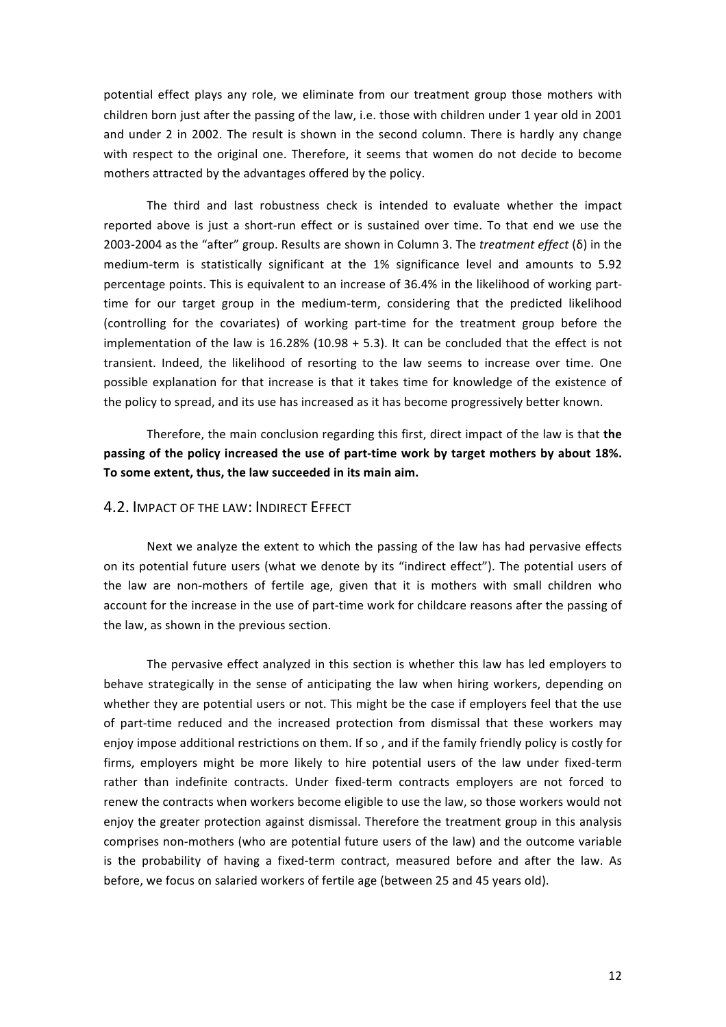potential effect plays any role, we eliminate from our treatment group those mothers with children born just after the passing of the law, i.e. those with children under 1 year old in 2001 and under 2 in 2002. The result is shown in the second column. There is hardly any change with respect to the original one. Therefore, it seems that women do not decide to become mothers attracted by the advantages offered by the policy.

The third and last robustness check is intended to evaluate whether the impact reported above is just a short-run effect or is sustained over time. To that end we use the 2003-2004 as the "after" group. Results are shown in Column 3. The *treatment effect* (δ) in the medium-term is statistically significant at the 1% significance level and amounts to 5.92 percentage points. This is equivalent to an increase of 36.4% in the likelihood of working part-time for our target group in the medium-term, considering that the predicted likelihood (controlling for the covariates) of working part-time for the treatment group before the implementation of the law is 16.28% (10.98 + 5.3). It can be concluded that the effect is not transient. Indeed, the likelihood of resorting to the law seems to increase over time. One possible explanation for that increase is that it takes time for knowledge of the existence of the policy to spread, and its use has increased as it has become progressively better known.

Therefore, the main conclusion regarding this first, direct impact of the law is that **the passing of the policy increased the use of part-time work by target mothers by about 18%. To some extent, thus, the law succeeded in its main aim.**

## 4.2. Impact of the law: Indirect Effect

Next we analyze the extent to which the passing of the law has had pervasive effects on its potential future users (what we denote by its "indirect effect"). The potential users of the law are non-mothers of fertile age, given that it is mothers with small children who account for the increase in the use of part-time work for childcare reasons after the passing of the law, as shown in the previous section.

The pervasive effect analyzed in this section is whether this law has led employers to behave strategically in the sense of anticipating the law when hiring workers, depending on whether they are potential users or not. This might be the case if employers feel that the use of part-time reduced and the increased protection from dismissal that these workers may enjoy impose additional restrictions on them. If so , and if the family friendly policy is costly for firms, employers might be more likely to hire potential users of the law under fixed-term rather than indefinite contracts. Under fixed-term contracts employers are not forced to renew the contracts when workers become eligible to use the law, so those workers would not enjoy the greater protection against dismissal. Therefore the treatment group in this analysis comprises non-mothers (who are potential future users of the law) and the outcome variable is the probability of having a fixed-term contract, measured before and after the law. As before, we focus on salaried workers of fertile age (between 25 and 45 years old).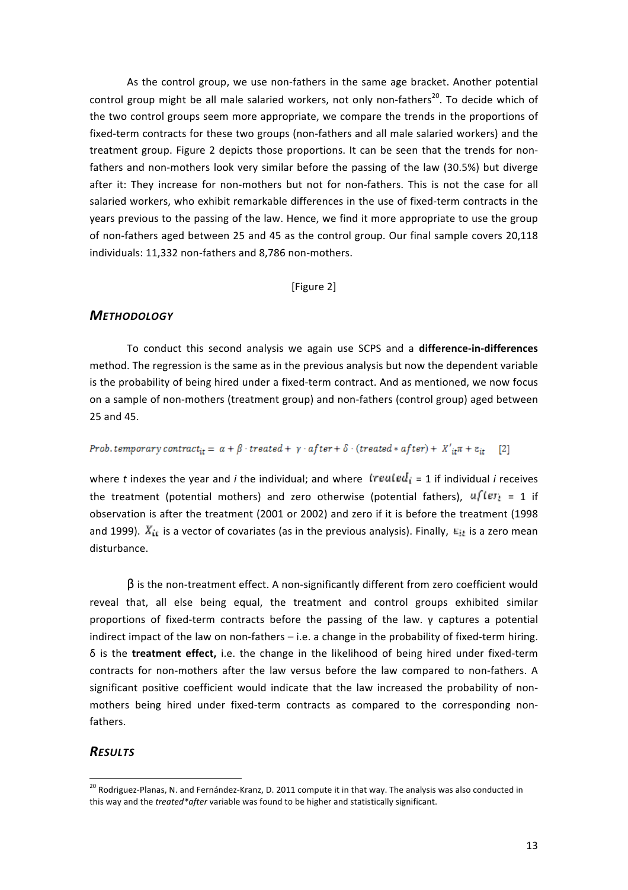As the control group, we use non-fathers in the same age bracket. Another potential control group might be all male salaried workers, not only non-fathers[20]. To decide which of the two control groups seem more appropriate, we compare the trends in the proportions of fixed-term contracts for these two groups (non-fathers and all male salaried workers) and the treatment group. Figure 2 depicts those proportions. It can be seen that the trends for non-fathers and non-mothers look very similar before the passing of the law (30.5%) but diverge after it: They increase for non-mothers but not for non-fathers. This is not the case for all salaried workers, who exhibit remarkable differences in the use of fixed-term contracts in the years previous to the passing of the law. Hence, we find it more appropriate to use the group of non-fathers aged between 25 and 45 as the control group. Our final sample covers 20,118 individuals: 11,332 non-fathers and 8,786 non-mothers.

[Figure 2]

### *Methodology*

To conduct this second analysis we again use SCPS and a **difference-in-differences** method. The regression is the same as in the previous analysis but now the dependent variable is the probability of being hired under a fixed-term contract. And as mentioned, we now focus on a sample of non-mothers (treatment group) and non-fathers (control group) aged between 25 and 45.

$$Prob.temporary\ contract_{it} = \alpha + \beta \cdot treated + \gamma \cdot after + \delta \cdot (treated * after) + X'_{it}\pi + \varepsilon_{it} \quad [2]$$

where *t* indexes the year and *i* the individual; and where $treated_i$ = 1 if individual *i* receives the treatment (potential mothers) and zero otherwise (potential fathers), $after_t$ = 1 if observation is after the treatment (2001 or 2002) and zero if it is before the treatment (1998 and 1999). $X_{it}$ is a vector of covariates (as in the previous analysis). Finally, $\varepsilon_{it}$ is a zero mean disturbance.

β is the non-treatment effect. A non-significantly different from zero coefficient would reveal that, all else being equal, the treatment and control groups exhibited similar proportions of fixed-term contracts before the passing of the law. γ captures a potential indirect impact of the law on non-fathers – i.e. a change in the probability of fixed-term hiring. δ is the **treatment effect,** i.e. the change in the likelihood of being hired under fixed-term contracts for non-mothers after the law versus before the law compared to non-fathers. A significant positive coefficient would indicate that the law increased the probability of non-mothers being hired under fixed-term contracts as compared to the corresponding non-fathers.

### *Results*

[20] Rodriguez-Planas, N. and Fernández-Kranz, D. 2011 compute it in that way. The analysis was also conducted in this way and the *treated*after* variable was found to be higher and statistically significant.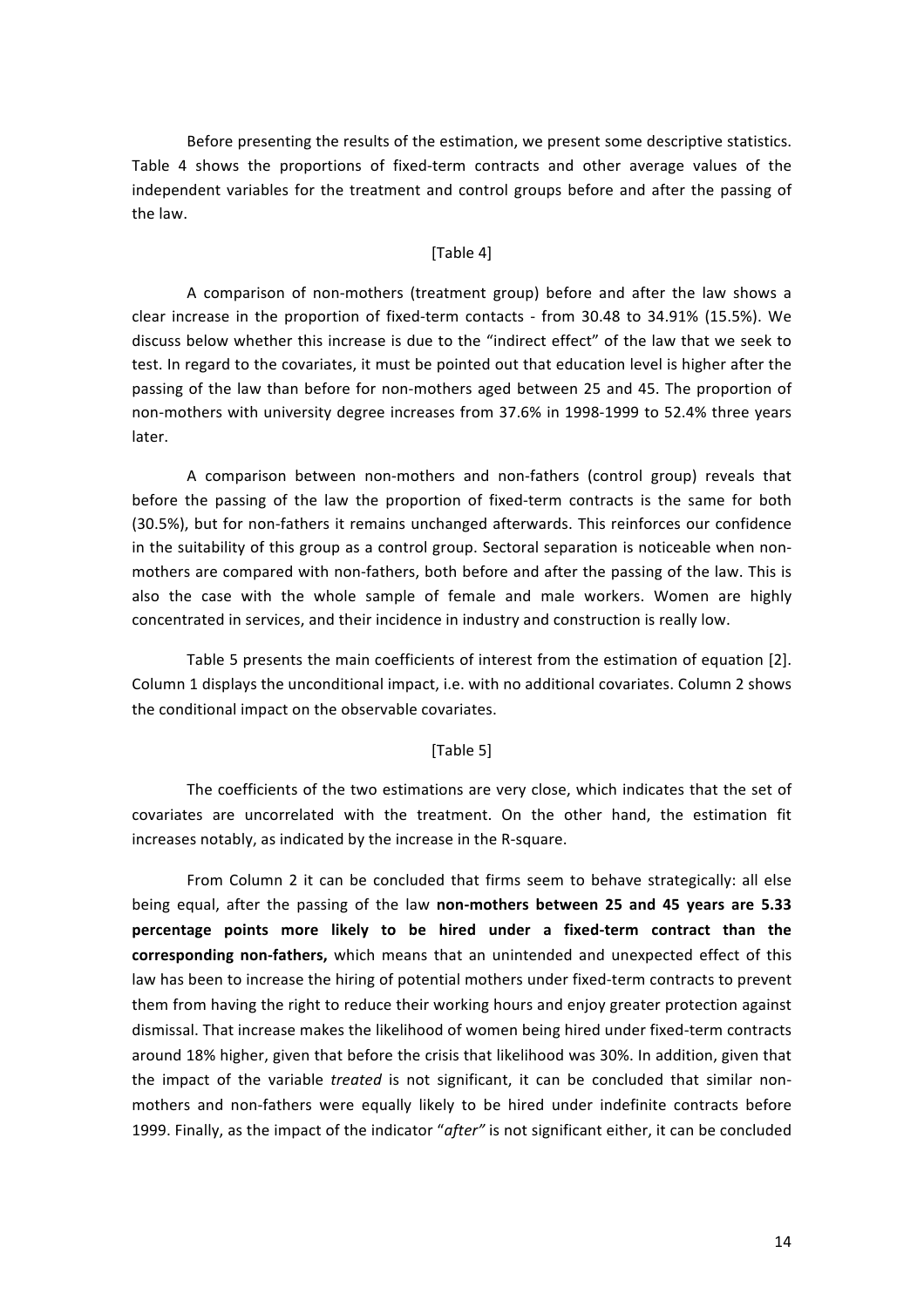Before presenting the results of the estimation, we present some descriptive statistics. Table 4 shows the proportions of fixed-term contracts and other average values of the independent variables for the treatment and control groups before and after the passing of the law.

[Table 4]

A comparison of non-mothers (treatment group) before and after the law shows a clear increase in the proportion of fixed-term contacts - from 30.48 to 34.91% (15.5%). We discuss below whether this increase is due to the "indirect effect" of the law that we seek to test. In regard to the covariates, it must be pointed out that education level is higher after the passing of the law than before for non-mothers aged between 25 and 45. The proportion of non-mothers with university degree increases from 37.6% in 1998-1999 to 52.4% three years later.

A comparison between non-mothers and non-fathers (control group) reveals that before the passing of the law the proportion of fixed-term contracts is the same for both (30.5%), but for non-fathers it remains unchanged afterwards. This reinforces our confidence in the suitability of this group as a control group. Sectoral separation is noticeable when non-mothers are compared with non-fathers, both before and after the passing of the law. This is also the case with the whole sample of female and male workers. Women are highly concentrated in services, and their incidence in industry and construction is really low.

Table 5 presents the main coefficients of interest from the estimation of equation [2]. Column 1 displays the unconditional impact, i.e. with no additional covariates. Column 2 shows the conditional impact on the observable covariates.

[Table 5]

The coefficients of the two estimations are very close, which indicates that the set of covariates are uncorrelated with the treatment. On the other hand, the estimation fit increases notably, as indicated by the increase in the R-square.

From Column 2 it can be concluded that firms seem to behave strategically: all else being equal, after the passing of the law **non-mothers between 25 and 45 years are 5.33 percentage points more likely to be hired under a fixed-term contract than the corresponding non-fathers,** which means that an unintended and unexpected effect of this law has been to increase the hiring of potential mothers under fixed-term contracts to prevent them from having the right to reduce their working hours and enjoy greater protection against dismissal. That increase makes the likelihood of women being hired under fixed-term contracts around 18% higher, given that before the crisis that likelihood was 30%. In addition, given that the impact of the variable *treated* is not significant, it can be concluded that similar non-mothers and non-fathers were equally likely to be hired under indefinite contracts before 1999. Finally, as the impact of the indicator "*after"* is not significant either, it can be concluded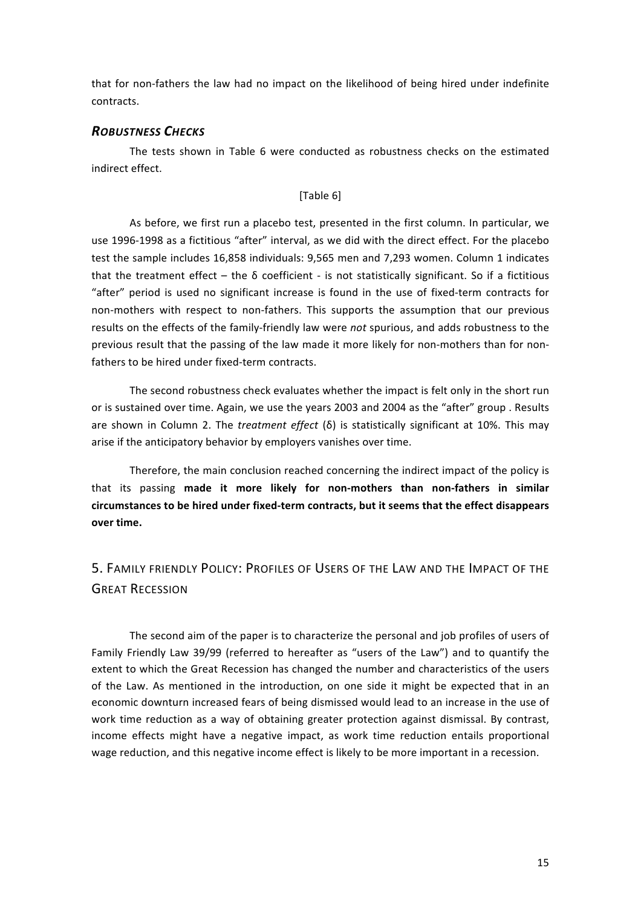that for non-fathers the law had no impact on the likelihood of being hired under indefinite contracts.

### *ROBUSTNESS CHECKS*

The tests shown in Table 6 were conducted as robustness checks on the estimated indirect effect.

[Table 6]

As before, we first run a placebo test, presented in the first column. In particular, we use 1996-1998 as a fictitious "after" interval, as we did with the direct effect. For the placebo test the sample includes 16,858 individuals: 9,565 men and 7,293 women. Column 1 indicates that the treatment effect – the δ coefficient - is not statistically significant. So if a fictitious "after" period is used no significant increase is found in the use of fixed-term contracts for non-mothers with respect to non-fathers. This supports the assumption that our previous results on the effects of the family-friendly law were *not* spurious, and adds robustness to the previous result that the passing of the law made it more likely for non-mothers than for non-fathers to be hired under fixed-term contracts.

The second robustness check evaluates whether the impact is felt only in the short run or is sustained over time. Again, we use the years 2003 and 2004 as the "after" group . Results are shown in Column 2. The *treatment effect* (δ) is statistically significant at 10%. This may arise if the anticipatory behavior by employers vanishes over time.

Therefore, the main conclusion reached concerning the indirect impact of the policy is that its passing **made it more likely for non-mothers than non-fathers in similar circumstances to be hired under fixed-term contracts, but it seems that the effect disappears over time.**

## 5. FAMILY FRIENDLY POLICY: PROFILES OF USERS OF THE LAW AND THE IMPACT OF THE GREAT RECESSION

The second aim of the paper is to characterize the personal and job profiles of users of Family Friendly Law 39/99 (referred to hereafter as "users of the Law") and to quantify the extent to which the Great Recession has changed the number and characteristics of the users of the Law. As mentioned in the introduction, on one side it might be expected that in an economic downturn increased fears of being dismissed would lead to an increase in the use of work time reduction as a way of obtaining greater protection against dismissal. By contrast, income effects might have a negative impact, as work time reduction entails proportional wage reduction, and this negative income effect is likely to be more important in a recession.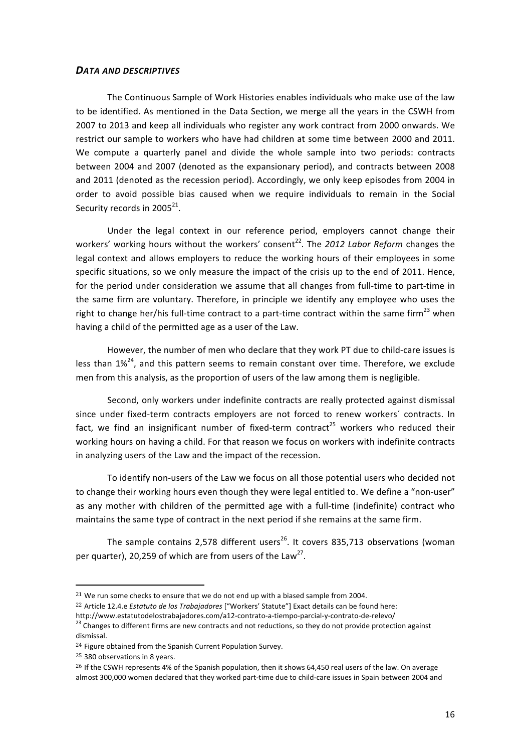### ***DATA AND DESCRIPTIVES***

The Continuous Sample of Work Histories enables individuals who make use of the law to be identified. As mentioned in the Data Section, we merge all the years in the CSWH from 2007 to 2013 and keep all individuals who register any work contract from 2000 onwards. We restrict our sample to workers who have had children at some time between 2000 and 2011. We compute a quarterly panel and divide the whole sample into two periods: contracts between 2004 and 2007 (denoted as the expansionary period), and contracts between 2008 and 2011 (denoted as the recession period). Accordingly, we only keep episodes from 2004 in order to avoid possible bias caused when we require individuals to remain in the Social Security records in 2005[21].

Under the legal context in our reference period, employers cannot change their workers' working hours without the workers' consent[22]. The *2012 Labor Reform* changes the legal context and allows employers to reduce the working hours of their employees in some specific situations, so we only measure the impact of the crisis up to the end of 2011. Hence, for the period under consideration we assume that all changes from full-time to part-time in the same firm are voluntary. Therefore, in principle we identify any employee who uses the right to change her/his full-time contract to a part-time contract within the same firm[23] when having a child of the permitted age as a user of the Law.

However, the number of men who declare that they work PT due to child-care issues is less than 1%[24], and this pattern seems to remain constant over time. Therefore, we exclude men from this analysis, as the proportion of users of the law among them is negligible.

Second, only workers under indefinite contracts are really protected against dismissal since under fixed-term contracts employers are not forced to renew workers´ contracts. In fact, we find an insignificant number of fixed-term contract[25] workers who reduced their working hours on having a child. For that reason we focus on workers with indefinite contracts in analyzing users of the Law and the impact of the recession.

To identify non-users of the Law we focus on all those potential users who decided not to change their working hours even though they were legal entitled to. We define a "non-user" as any mother with children of the permitted age with a full-time (indefinite) contract who maintains the same type of contract in the next period if she remains at the same firm.

The sample contains 2,578 different users[26]. It covers 835,713 observations (woman per quarter), 20,259 of which are from users of the Law[27].

---

[21] We run some checks to ensure that we do not end up with a biased sample from 2004.

[22] Article 12.4.e *Estatuto de los Trabajadores* ["Workers' Statute"] Exact details can be found here: http://www.estatutodelostrabajadores.com/a12-contrato-a-tiempo-parcial-y-contrato-de-relevo/

[23] Changes to different firms are new contracts and not reductions, so they do not provide protection against dismissal.

[24] Figure obtained from the Spanish Current Population Survey.

[25] 380 observations in 8 years.

[26] If the CSWH represents 4% of the Spanish population, then it shows 64,450 real users of the law. On average almost 300,000 women declared that they worked part-time due to child-care issues in Spain between 2004 and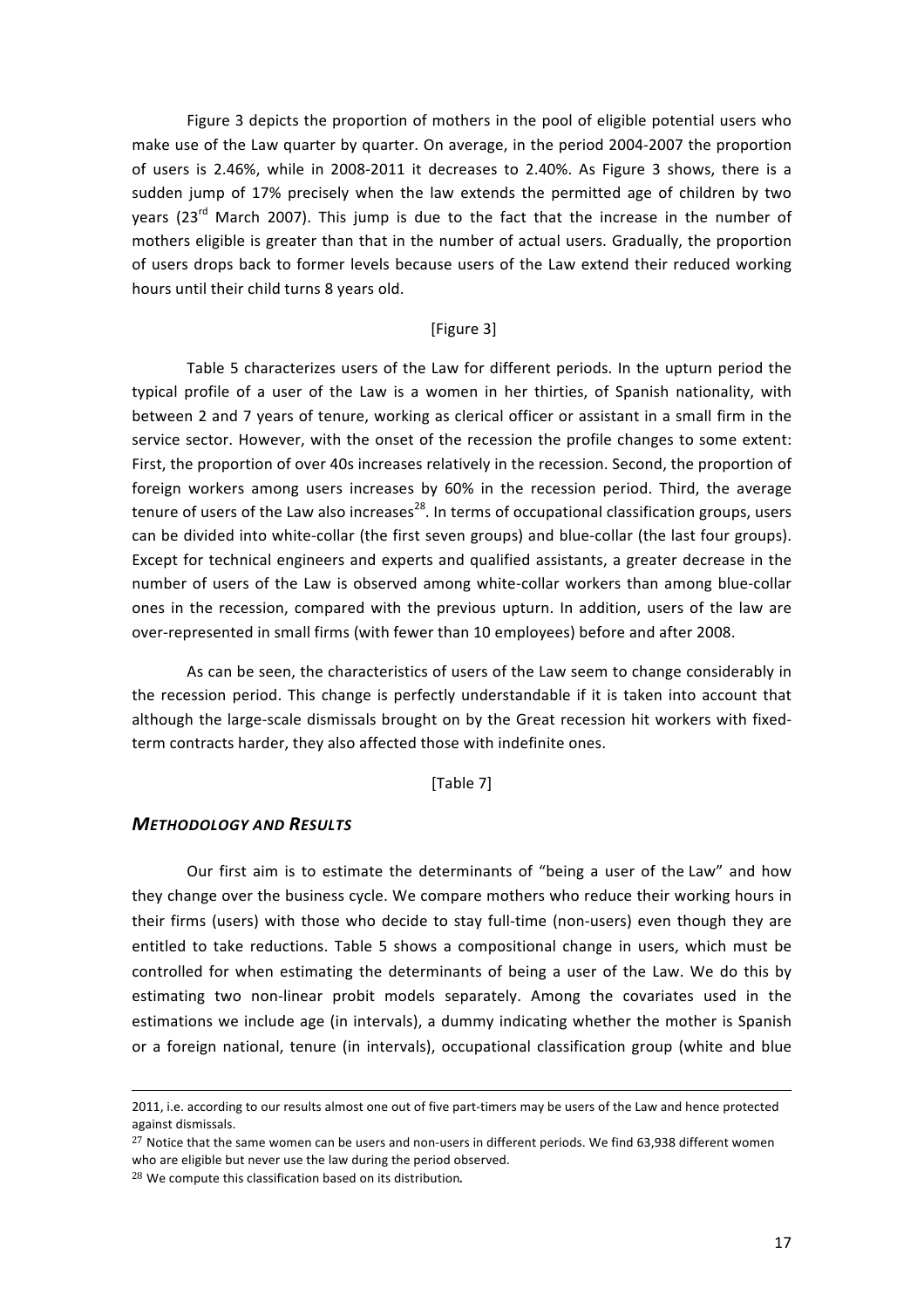Figure 3 depicts the proportion of mothers in the pool of eligible potential users who make use of the Law quarter by quarter. On average, in the period 2004-2007 the proportion of users is 2.46%, while in 2008-2011 it decreases to 2.40%. As Figure 3 shows, there is a sudden jump of 17% precisely when the law extends the permitted age of children by two years (23rd March 2007). This jump is due to the fact that the increase in the number of mothers eligible is greater than that in the number of actual users. Gradually, the proportion of users drops back to former levels because users of the Law extend their reduced working hours until their child turns 8 years old.

[Figure 3]

Table 5 characterizes users of the Law for different periods. In the upturn period the typical profile of a user of the Law is a women in her thirties, of Spanish nationality, with between 2 and 7 years of tenure, working as clerical officer or assistant in a small firm in the service sector. However, with the onset of the recession the profile changes to some extent: First, the proportion of over 40s increases relatively in the recession. Second, the proportion of foreign workers among users increases by 60% in the recession period. Third, the average tenure of users of the Law also increases[28]. In terms of occupational classification groups, users can be divided into white-collar (the first seven groups) and blue-collar (the last four groups). Except for technical engineers and experts and qualified assistants, a greater decrease in the number of users of the Law is observed among white-collar workers than among blue-collar ones in the recession, compared with the previous upturn. In addition, users of the law are over-represented in small firms (with fewer than 10 employees) before and after 2008.

As can be seen, the characteristics of users of the Law seem to change considerably in the recession period. This change is perfectly understandable if it is taken into account that although the large-scale dismissals brought on by the Great recession hit workers with fixed-term contracts harder, they also affected those with indefinite ones.

[Table 7]

### ***Methodology and Results***

Our first aim is to estimate the determinants of "being a user of the Law" and how they change over the business cycle. We compare mothers who reduce their working hours in their firms (users) with those who decide to stay full-time (non-users) even though they are entitled to take reductions. Table 5 shows a compositional change in users, which must be controlled for when estimating the determinants of being a user of the Law. We do this by estimating two non-linear probit models separately. Among the covariates used in the estimations we include age (in intervals), a dummy indicating whether the mother is Spanish or a foreign national, tenure (in intervals), occupational classification group (white and blue

---

2011, i.e. according to our results almost one out of five part-timers may be users of the Law and hence protected against dismissals.

[27] Notice that the same women can be users and non-users in different periods. We find 63,938 different women who are eligible but never use the law during the period observed.

[28] We compute this classification based on its distribution.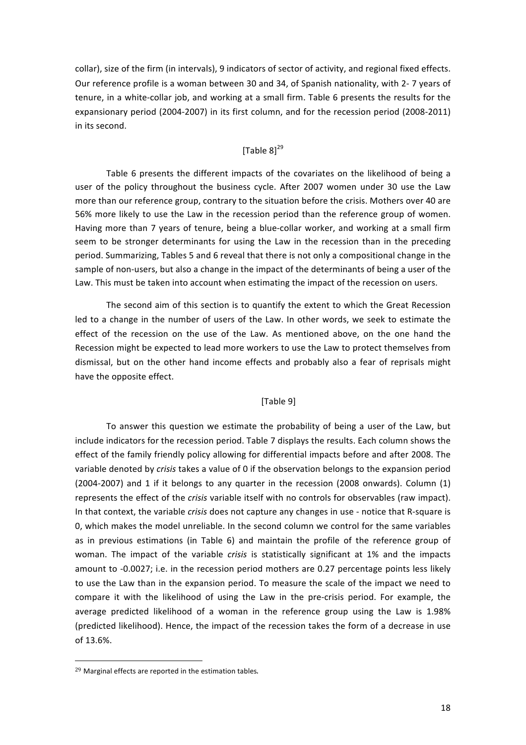collar), size of the firm (in intervals), 9 indicators of sector of activity, and regional fixed effects. Our reference profile is a woman between 30 and 34, of Spanish nationality, with 2- 7 years of tenure, in a white-collar job, and working at a small firm. Table 6 presents the results for the expansionary period (2004-2007) in its first column, and for the recession period (2008-2011) in its second.

[Table 8][29]

Table 6 presents the different impacts of the covariates on the likelihood of being a user of the policy throughout the business cycle. After 2007 women under 30 use the Law more than our reference group, contrary to the situation before the crisis. Mothers over 40 are 56% more likely to use the Law in the recession period than the reference group of women. Having more than 7 years of tenure, being a blue-collar worker, and working at a small firm seem to be stronger determinants for using the Law in the recession than in the preceding period. Summarizing, Tables 5 and 6 reveal that there is not only a compositional change in the sample of non-users, but also a change in the impact of the determinants of being a user of the Law. This must be taken into account when estimating the impact of the recession on users.

The second aim of this section is to quantify the extent to which the Great Recession led to a change in the number of users of the Law. In other words, we seek to estimate the effect of the recession on the use of the Law. As mentioned above, on the one hand the Recession might be expected to lead more workers to use the Law to protect themselves from dismissal, but on the other hand income effects and probably also a fear of reprisals might have the opposite effect.

[Table 9]

To answer this question we estimate the probability of being a user of the Law, but include indicators for the recession period. Table 7 displays the results. Each column shows the effect of the family friendly policy allowing for differential impacts before and after 2008. The variable denoted by *crisis* takes a value of 0 if the observation belongs to the expansion period (2004-2007) and 1 if it belongs to any quarter in the recession (2008 onwards). Column (1) represents the effect of the *crisis* variable itself with no controls for observables (raw impact). In that context, the variable *crisis* does not capture any changes in use - notice that R-square is 0, which makes the model unreliable. In the second column we control for the same variables as in previous estimations (in Table 6) and maintain the profile of the reference group of woman. The impact of the variable *crisis* is statistically significant at 1% and the impacts amount to -0.0027; i.e. in the recession period mothers are 0.27 percentage points less likely to use the Law than in the expansion period. To measure the scale of the impact we need to compare it with the likelihood of using the Law in the pre-crisis period. For example, the average predicted likelihood of a woman in the reference group using the Law is 1.98% (predicted likelihood). Hence, the impact of the recession takes the form of a decrease in use of 13.6%.

---

[29] Marginal effects are reported in the estimation tables.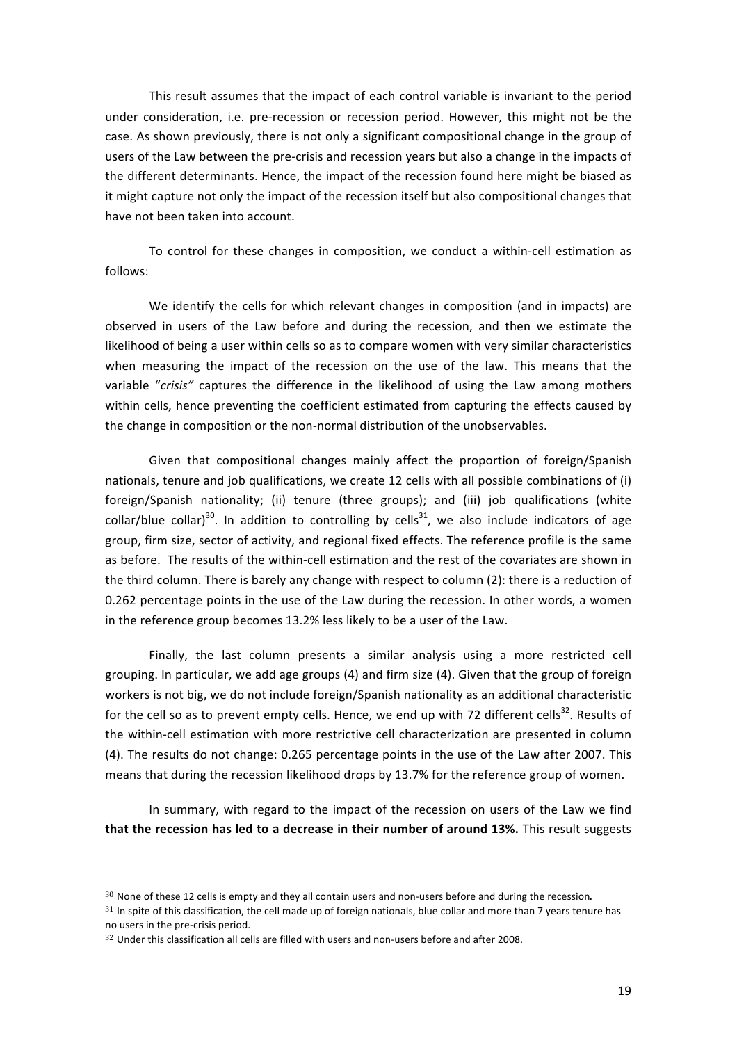This result assumes that the impact of each control variable is invariant to the period under consideration, i.e. pre-recession or recession period. However, this might not be the case. As shown previously, there is not only a significant compositional change in the group of users of the Law between the pre-crisis and recession years but also a change in the impacts of the different determinants. Hence, the impact of the recession found here might be biased as it might capture not only the impact of the recession itself but also compositional changes that have not been taken into account.

To control for these changes in composition, we conduct a within-cell estimation as follows:

We identify the cells for which relevant changes in composition (and in impacts) are observed in users of the Law before and during the recession, and then we estimate the likelihood of being a user within cells so as to compare women with very similar characteristics when measuring the impact of the recession on the use of the law. This means that the variable "*crisis"* captures the difference in the likelihood of using the Law among mothers within cells, hence preventing the coefficient estimated from capturing the effects caused by the change in composition or the non-normal distribution of the unobservables.

Given that compositional changes mainly affect the proportion of foreign/Spanish nationals, tenure and job qualifications, we create 12 cells with all possible combinations of (i) foreign/Spanish nationality; (ii) tenure (three groups); and (iii) job qualifications (white collar/blue collar)[30]. In addition to controlling by cells[31], we also include indicators of age group, firm size, sector of activity, and regional fixed effects. The reference profile is the same as before. The results of the within-cell estimation and the rest of the covariates are shown in the third column. There is barely any change with respect to column (2): there is a reduction of 0.262 percentage points in the use of the Law during the recession. In other words, a women in the reference group becomes 13.2% less likely to be a user of the Law.

Finally, the last column presents a similar analysis using a more restricted cell grouping. In particular, we add age groups (4) and firm size (4). Given that the group of foreign workers is not big, we do not include foreign/Spanish nationality as an additional characteristic for the cell so as to prevent empty cells. Hence, we end up with 72 different cells[32]. Results of the within-cell estimation with more restrictive cell characterization are presented in column (4). The results do not change: 0.265 percentage points in the use of the Law after 2007. This means that during the recession likelihood drops by 13.7% for the reference group of women.

In summary, with regard to the impact of the recession on users of the Law we find **that the recession has led to a decrease in their number of around 13%.** This result suggests

---

[30] None of these 12 cells is empty and they all contain users and non-users before and during the recession.

[31] In spite of this classification, the cell made up of foreign nationals, blue collar and more than 7 years tenure has no users in the pre-crisis period.

[32] Under this classification all cells are filled with users and non-users before and after 2008.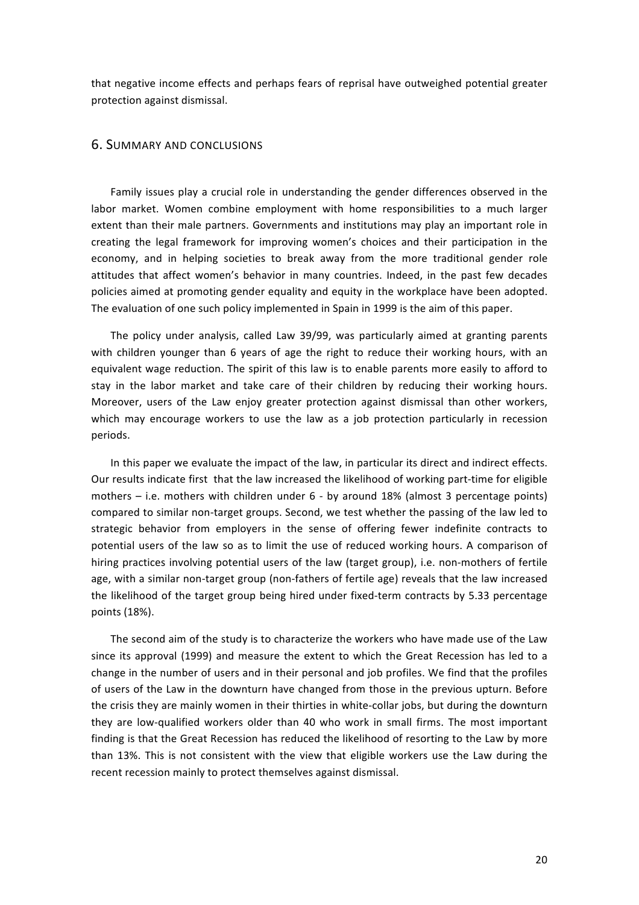that negative income effects and perhaps fears of reprisal have outweighed potential greater protection against dismissal.

## 6. Summary and conclusions

Family issues play a crucial role in understanding the gender differences observed in the labor market. Women combine employment with home responsibilities to a much larger extent than their male partners. Governments and institutions may play an important role in creating the legal framework for improving women's choices and their participation in the economy, and in helping societies to break away from the more traditional gender role attitudes that affect women's behavior in many countries. Indeed, in the past few decades policies aimed at promoting gender equality and equity in the workplace have been adopted. The evaluation of one such policy implemented in Spain in 1999 is the aim of this paper.

The policy under analysis, called Law 39/99, was particularly aimed at granting parents with children younger than 6 years of age the right to reduce their working hours, with an equivalent wage reduction. The spirit of this law is to enable parents more easily to afford to stay in the labor market and take care of their children by reducing their working hours. Moreover, users of the Law enjoy greater protection against dismissal than other workers, which may encourage workers to use the law as a job protection particularly in recession periods.

In this paper we evaluate the impact of the law, in particular its direct and indirect effects. Our results indicate first that the law increased the likelihood of working part-time for eligible mothers – i.e. mothers with children under 6 - by around 18% (almost 3 percentage points) compared to similar non-target groups. Second, we test whether the passing of the law led to strategic behavior from employers in the sense of offering fewer indefinite contracts to potential users of the law so as to limit the use of reduced working hours. A comparison of hiring practices involving potential users of the law (target group), i.e. non-mothers of fertile age, with a similar non-target group (non-fathers of fertile age) reveals that the law increased the likelihood of the target group being hired under fixed-term contracts by 5.33 percentage points (18%).

The second aim of the study is to characterize the workers who have made use of the Law since its approval (1999) and measure the extent to which the Great Recession has led to a change in the number of users and in their personal and job profiles. We find that the profiles of users of the Law in the downturn have changed from those in the previous upturn. Before the crisis they are mainly women in their thirties in white-collar jobs, but during the downturn they are low-qualified workers older than 40 who work in small firms. The most important finding is that the Great Recession has reduced the likelihood of resorting to the Law by more than 13%. This is not consistent with the view that eligible workers use the Law during the recent recession mainly to protect themselves against dismissal.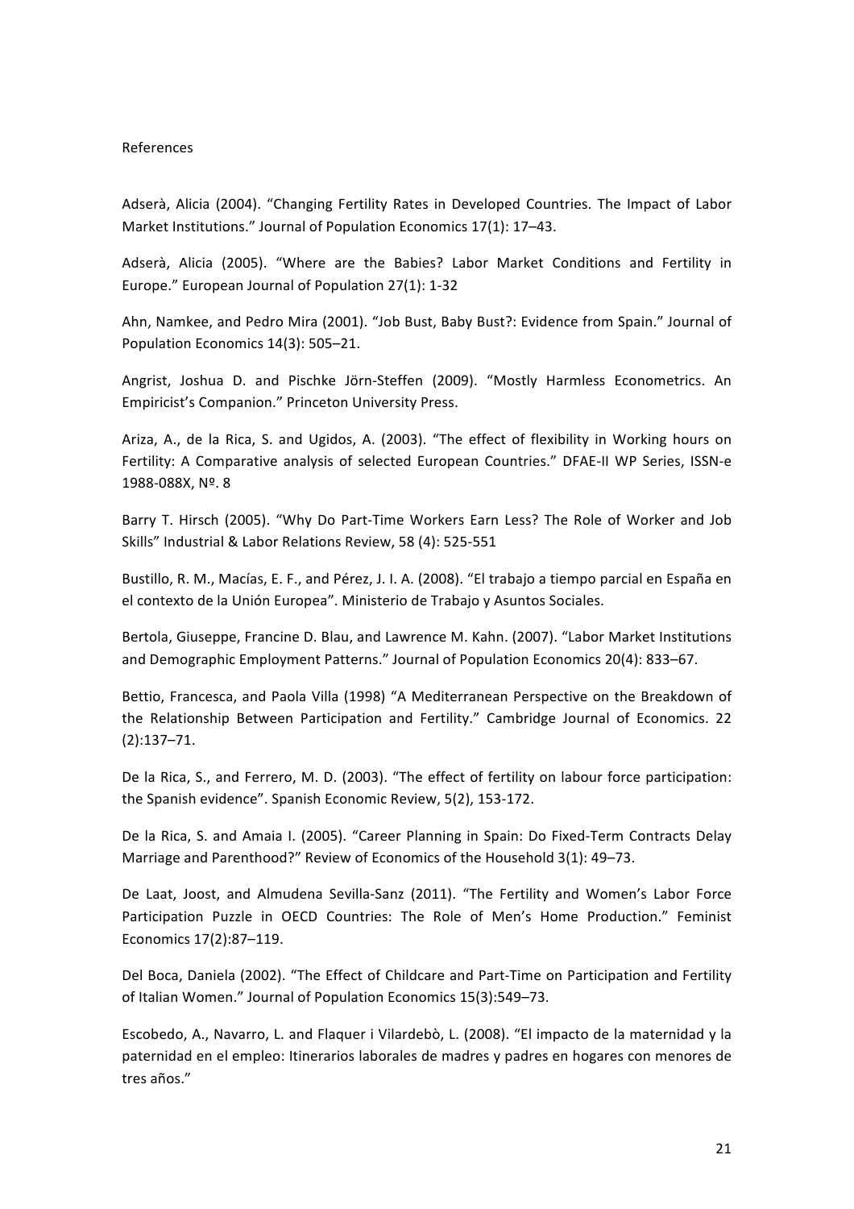References

Adserà, Alicia (2004). “Changing Fertility Rates in Developed Countries. The Impact of Labor Market Institutions.” Journal of Population Economics 17(1): 17–43.

Adserà, Alicia (2005). “Where are the Babies? Labor Market Conditions and Fertility in Europe.” European Journal of Population 27(1): 1-32

Ahn, Namkee, and Pedro Mira (2001). “Job Bust, Baby Bust?: Evidence from Spain.” Journal of Population Economics 14(3): 505–21.

Angrist, Joshua D. and Pischke Jörn-Steffen (2009). “Mostly Harmless Econometrics. An Empiricist's Companion.” Princeton University Press.

Ariza, A., de la Rica, S. and Ugidos, A. (2003). “The effect of flexibility in Working hours on Fertility: A Comparative analysis of selected European Countries.” DFAE-II WP Series, ISSN-e 1988-088X, Nº. 8

Barry T. Hirsch (2005). “Why Do Part-Time Workers Earn Less? The Role of Worker and Job Skills” Industrial & Labor Relations Review, 58 (4): 525-551

Bustillo, R. M., Macías, E. F., and Pérez, J. I. A. (2008). “El trabajo a tiempo parcial en España en el contexto de la Unión Europea”. Ministerio de Trabajo y Asuntos Sociales.

Bertola, Giuseppe, Francine D. Blau, and Lawrence M. Kahn. (2007). “Labor Market Institutions and Demographic Employment Patterns.” Journal of Population Economics 20(4): 833–67.

Bettio, Francesca, and Paola Villa (1998) “A Mediterranean Perspective on the Breakdown of the Relationship Between Participation and Fertility.” Cambridge Journal of Economics. 22 (2):137–71.

De la Rica, S., and Ferrero, M. D. (2003). “The effect of fertility on labour force participation: the Spanish evidence”. Spanish Economic Review, 5(2), 153-172.

De la Rica, S. and Amaia I. (2005). “Career Planning in Spain: Do Fixed-Term Contracts Delay Marriage and Parenthood?” Review of Economics of the Household 3(1): 49–73.

De Laat, Joost, and Almudena Sevilla-Sanz (2011). “The Fertility and Women's Labor Force Participation Puzzle in OECD Countries: The Role of Men's Home Production.” Feminist Economics 17(2):87–119.

Del Boca, Daniela (2002). “The Effect of Childcare and Part-Time on Participation and Fertility of Italian Women.” Journal of Population Economics 15(3):549–73.

Escobedo, A., Navarro, L. and Flaquer i Vilardebò, L. (2008). “El impacto de la maternidad y la paternidad en el empleo: Itinerarios laborales de madres y padres en hogares con menores de tres años.”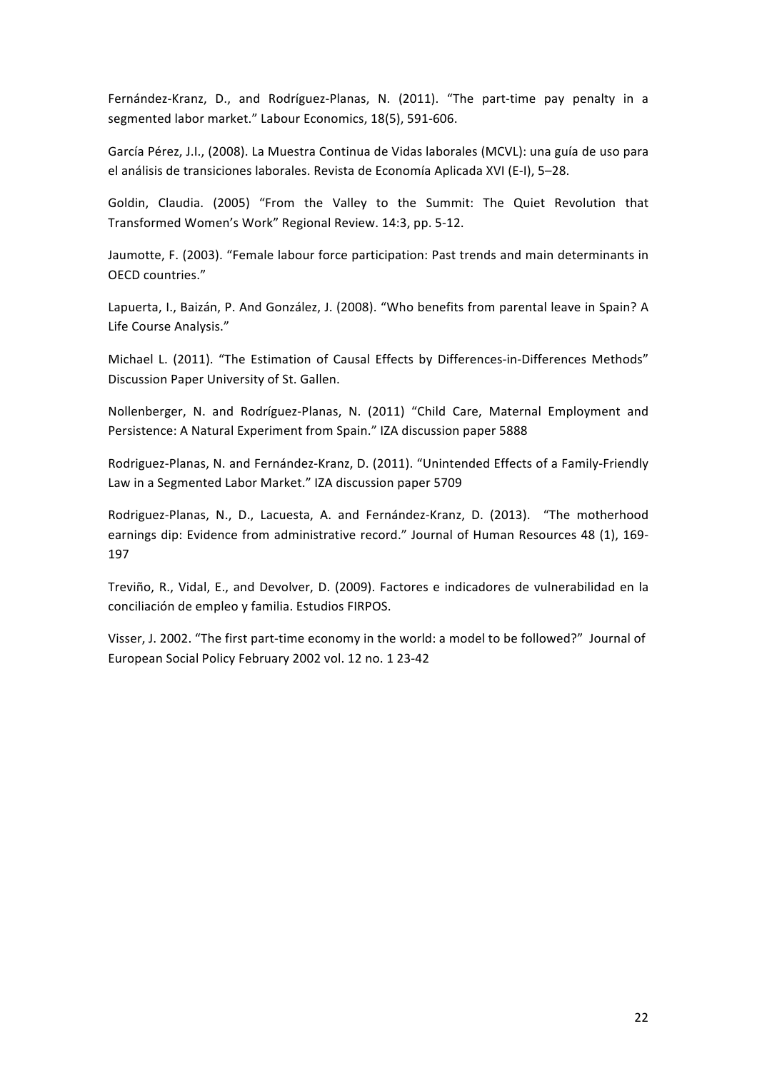Fernández-Kranz, D., and Rodríguez-Planas, N. (2011). "The part-time pay penalty in a segmented labor market." Labour Economics, 18(5), 591-606.

García Pérez, J.I., (2008). La Muestra Continua de Vidas laborales (MCVL): una guía de uso para el análisis de transiciones laborales. Revista de Economía Aplicada XVI (E-I), 5–28.

Goldin, Claudia. (2005) "From the Valley to the Summit: The Quiet Revolution that Transformed Women's Work" Regional Review. 14:3, pp. 5-12.

Jaumotte, F. (2003). "Female labour force participation: Past trends and main determinants in OECD countries."

Lapuerta, I., Baizán, P. And González, J. (2008). "Who benefits from parental leave in Spain? A Life Course Analysis."

Michael L. (2011). "The Estimation of Causal Effects by Differences-in-Differences Methods" Discussion Paper University of St. Gallen.

Nollenberger, N. and Rodríguez-Planas, N. (2011) "Child Care, Maternal Employment and Persistence: A Natural Experiment from Spain." IZA discussion paper 5888

Rodriguez-Planas, N. and Fernández-Kranz, D. (2011). "Unintended Effects of a Family-Friendly Law in a Segmented Labor Market." IZA discussion paper 5709

Rodriguez-Planas, N., D., Lacuesta, A. and Fernández-Kranz, D. (2013). "The motherhood earnings dip: Evidence from administrative record." Journal of Human Resources 48 (1), 169-197

Treviño, R., Vidal, E., and Devolver, D. (2009). Factores e indicadores de vulnerabilidad en la conciliación de empleo y familia. Estudios FIRPOS.

Visser, J. 2002. "The first part-time economy in the world: a model to be followed?" Journal of European Social Policy February 2002 vol. 12 no. 1 23-42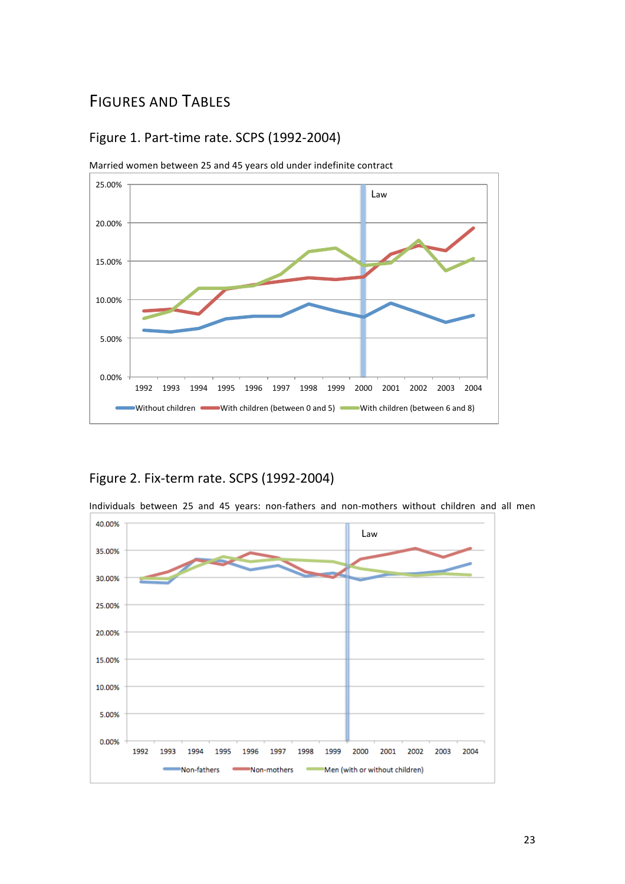# Figures and Tables

## Figure 1. Part-time rate. SCPS (1992-2004)

Married women between 25 and 45 years old under indefinite contract

## Figure 2. Fix-term rate. SCPS (1992-2004)

Individuals between 25 and 45 years: non-fathers and non-mothers without children and all men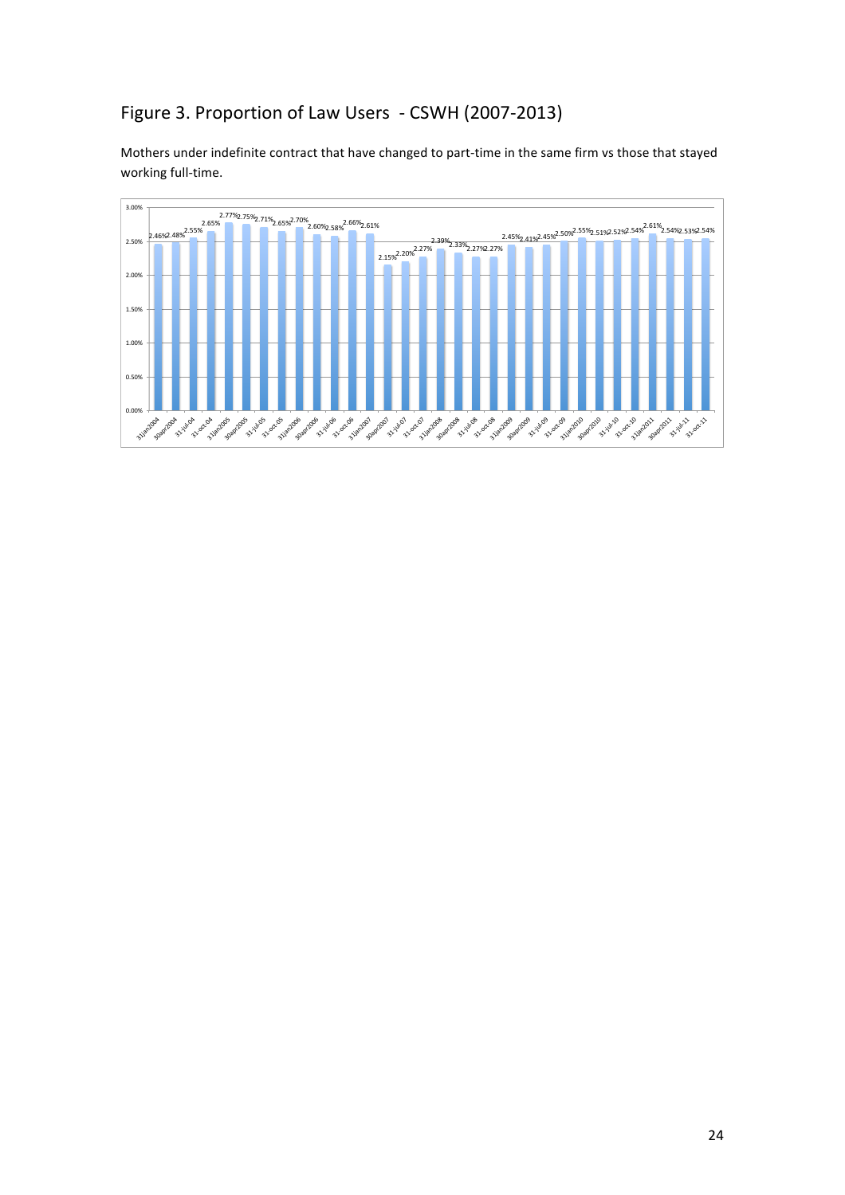# Figure 3. Proportion of Law Users - CSWH (2007-2013)

Mothers under indefinite contract that have changed to part-time in the same firm vs those that stayed working full-time.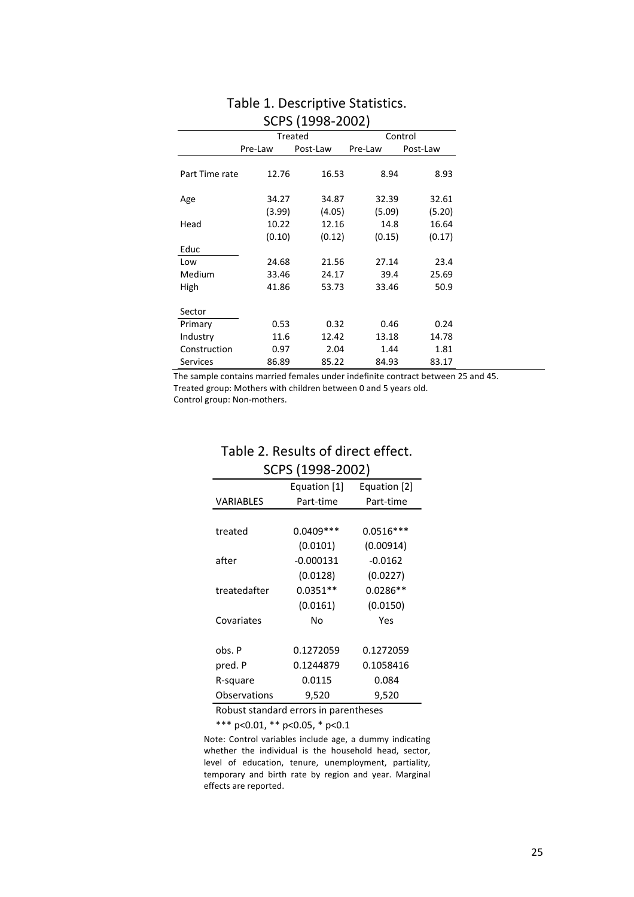# Table 1. Descriptive Statistics. SCPS (1998-2002)

| | Treated | | Control | |
|---|---|---|---|---|
| | Pre-Law | Post-Law | Pre-Law | Post-Law |
| Part Time rate | 12.76 | 16.53 | 8.94 | 8.93 |
| Age | 34.27 | 34.87 | 32.39 | 32.61 |
| | (3.99) | (4.05) | (5.09) | (5.20) |
| Head | 10.22 | 12.16 | 14.8 | 16.64 |
| | (0.10) | (0.12) | (0.15) | (0.17) |
| Educ | | | | |
| Low | 24.68 | 21.56 | 27.14 | 23.4 |
| Medium | 33.46 | 24.17 | 39.4 | 25.69 |
| High | 41.86 | 53.73 | 33.46 | 50.9 |
| Sector | | | | |
| Primary | 0.53 | 0.32 | 0.46 | 0.24 |
| Industry | 11.6 | 12.42 | 13.18 | 14.78 |
| Construction | 0.97 | 2.04 | 1.44 | 1.81 |
| Services | 86.89 | 85.22 | 84.93 | 83.17 |

The sample contains married females under indefinite contract between 25 and 45.
Treated group: Mothers with children between 0 and 5 years old.
Control group: Non-mothers.

# Table 2. Results of direct effect. SCPS (1998-2002)

| | Equation [1] | Equation [2] |
|---|---|---|
| VARIABLES | Part-time | Part-time |
| treated | 0.0409*** | 0.0516*** |
| | (0.0101) | (0.00914) |
| after | -0.000131 | -0.0162 |
| | (0.0128) | (0.0227) |
| treatedafter | 0.0351** | 0.0286** |
| | (0.0161) | (0.0150) |
| Covariates | No | Yes |
| obs. P | 0.1272059 | 0.1272059 |
| pred. P | 0.1244879 | 0.1058416 |
| R-square | 0.0115 | 0.084 |
| Observations | 9,520 | 9,520 |

Robust standard errors in parentheses

*** p<0.01, ** p<0.05, * p<0.1

Note: Control variables include age, a dummy indicating whether the individual is the household head, sector, level of education, tenure, unemployment, partiality, temporary and birth rate by region and year. Marginal effects are reported.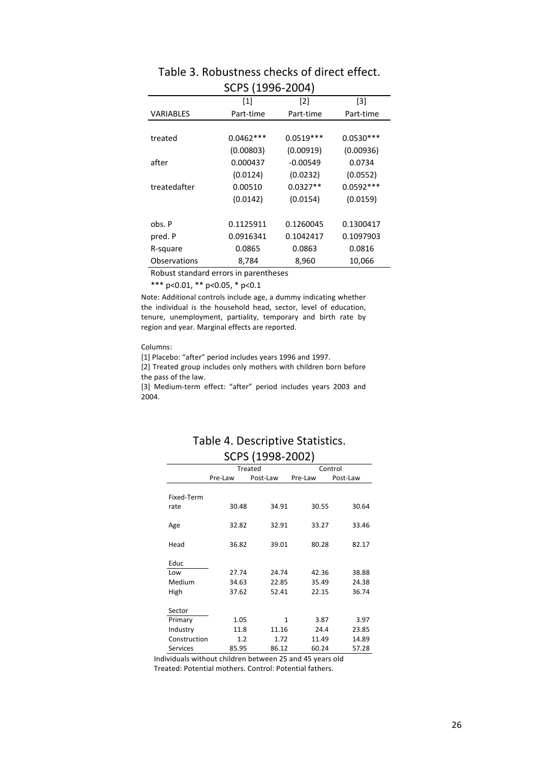## Table 3. Robustness checks of direct effect. SCPS (1996-2004)

| | [1] | [2] | [3] |
|---|---|---|---|
| VARIABLES | Part-time | Part-time | Part-time |
| | | | |
| treated | 0.0462*** | 0.0519*** | 0.0530*** |
| | (0.00803) | (0.00919) | (0.00936) |
| after | 0.000437 | -0.00549 | 0.0734 |
| | (0.0124) | (0.0232) | (0.0552) |
| treatedafter | 0.00510 | 0.0327** | 0.0592*** |
| | (0.0142) | (0.0154) | (0.0159) |
| | | | |
| obs. P | 0.1125911 | 0.1260045 | 0.1300417 |
| pred. P | 0.0916341 | 0.1042417 | 0.1097903 |
| R-square | 0.0865 | 0.0863 | 0.0816 |
| Observations | 8,784 | 8,960 | 10,066 |

Robust standard errors in parentheses

*** p<0.01, ** p<0.05, * p<0.1

Note: Additional controls include age, a dummy indicating whether the individual is the household head, sector, level of education, tenure, unemployment, partiality, temporary and birth rate by region and year. Marginal effects are reported.

Columns:

[1] Placebo: "after" period includes years 1996 and 1997.

[2] Treated group includes only mothers with children born before the pass of the law.

[3] Medium-term effect: "after" period includes years 2003 and 2004.

## Table 4. Descriptive Statistics. SCPS (1998-2002)

| | Treated | | Control | |
|---|---|---|---|---|
| | Pre-Law | Post-Law | Pre-Law | Post-Law |
| Fixed-Term rate | 30.48 | 34.91 | 30.55 | 30.64 |
| Age | 32.82 | 32.91 | 33.27 | 33.46 |
| Head | 36.82 | 39.01 | 80.28 | 82.17 |
| Educ | | | | |
| Low | 27.74 | 24.74 | 42.36 | 38.88 |
| Medium | 34.63 | 22.85 | 35.49 | 24.38 |
| High | 37.62 | 52.41 | 22.15 | 36.74 |
| Sector | | | | |
| Primary | 1.05 | 1 | 3.87 | 3.97 |
| Industry | 11.8 | 11.16 | 24.4 | 23.85 |
| Construction | 1.2 | 1.72 | 11.49 | 14.89 |
| Services | 85.95 | 86.12 | 60.24 | 57.28 |

Individuals without children between 25 and 45 years old

Treated: Potential mothers. Control: Potential fathers.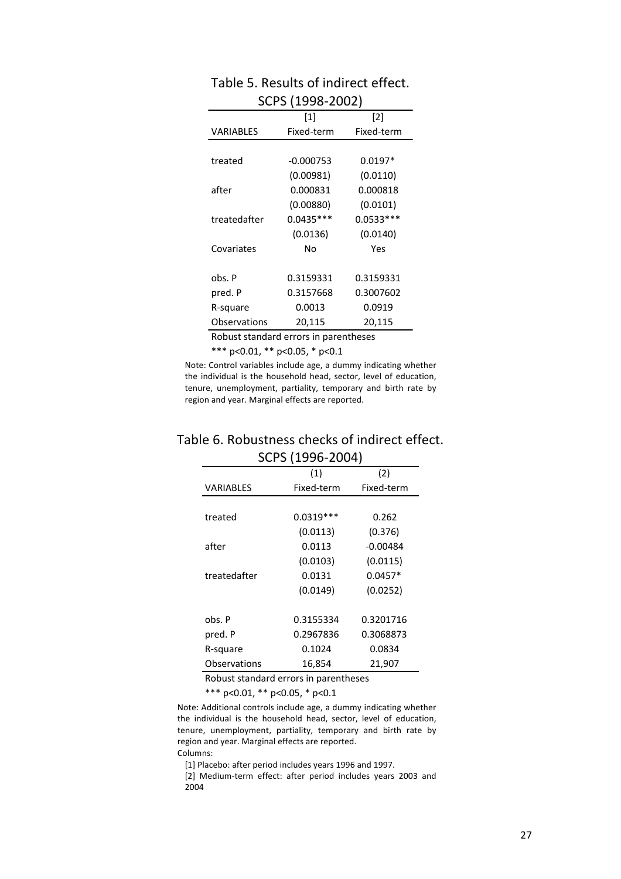Table 5. Results of indirect effect. SCPS (1998-2002)

| | [1] | [2] |
|---|---|---|
| VARIABLES | Fixed-term | Fixed-term |
| treated | -0.000753 | 0.0197* |
| | (0.00981) | (0.0110) |
| after | 0.000831 | 0.000818 |
| | (0.00880) | (0.0101) |
| treatedafter | 0.0435*** | 0.0533*** |
| | (0.0136) | (0.0140) |
| Covariates | No | Yes |
| obs. P | 0.3159331 | 0.3159331 |
| pred. P | 0.3157668 | 0.3007602 |
| R-square | 0.0013 | 0.0919 |
| Observations | 20,115 | 20,115 |

Robust standard errors in parentheses

*** p<0.01, ** p<0.05, * p<0.1

Note: Control variables include age, a dummy indicating whether the individual is the household head, sector, level of education, tenure, unemployment, partiality, temporary and birth rate by region and year. Marginal effects are reported.

Table 6. Robustness checks of indirect effect. SCPS (1996-2004)

| | (1) | (2) |
|---|---|---|
| VARIABLES | Fixed-term | Fixed-term |
| treated | 0.0319*** | 0.262 |
| | (0.0113) | (0.376) |
| after | 0.0113 | -0.00484 |
| | (0.0103) | (0.0115) |
| treatedafter | 0.0131 | 0.0457* |
| | (0.0149) | (0.0252) |
| obs. P | 0.3155334 | 0.3201716 |
| pred. P | 0.2967836 | 0.3068873 |
| R-square | 0.1024 | 0.0834 |
| Observations | 16,854 | 21,907 |

Robust standard errors in parentheses

*** p<0.01, ** p<0.05, * p<0.1

Note: Additional controls include age, a dummy indicating whether the individual is the household head, sector, level of education, tenure, unemployment, partiality, temporary and birth rate by region and year. Marginal effects are reported.

Columns:

[1] Placebo: after period includes years 1996 and 1997.

[2] Medium-term effect: after period includes years 2003 and 2004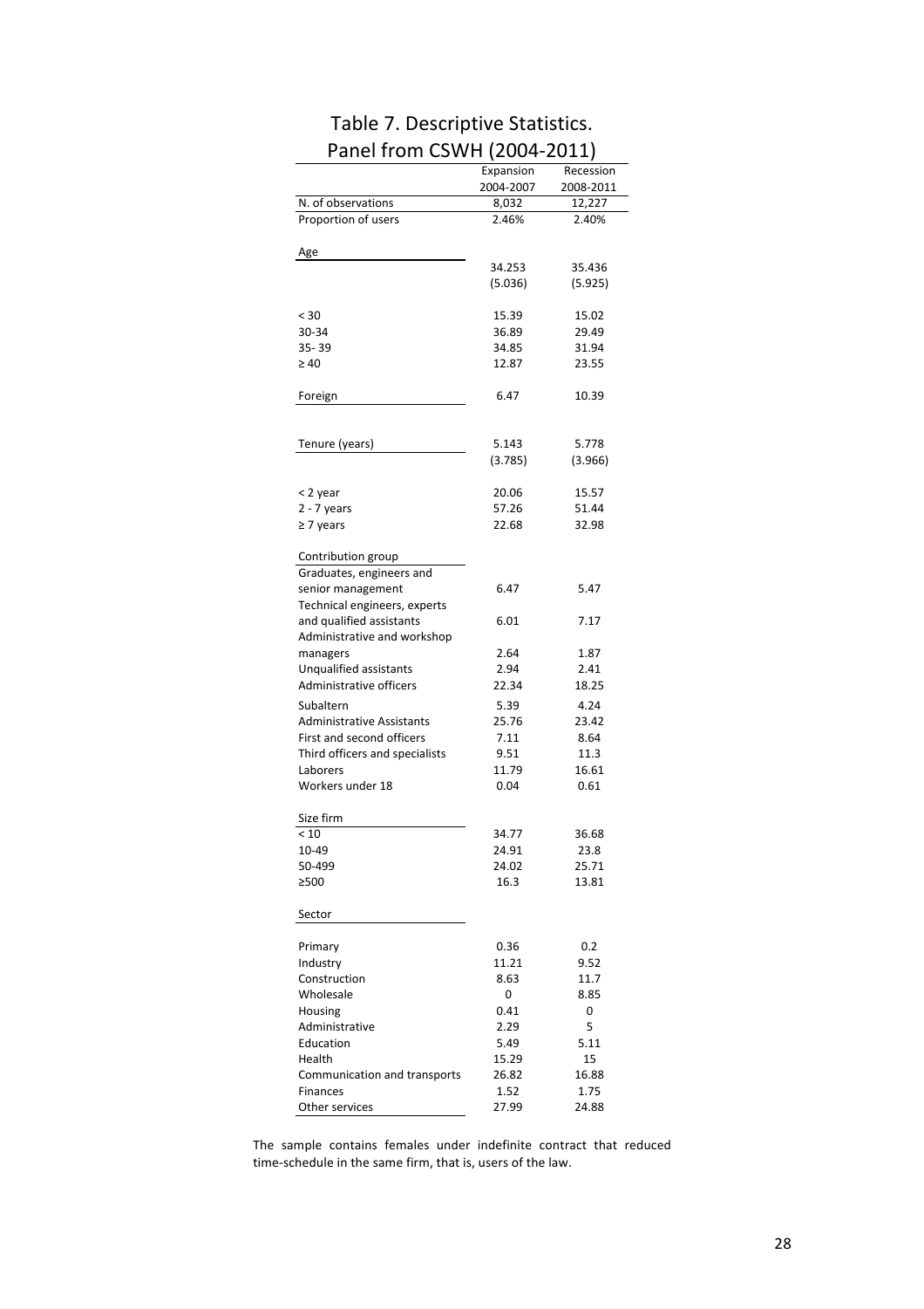# Table 7. Descriptive Statistics. Panel from CSWH (2004-2011)

| | Expansion 2004-2007 | Recession 2008-2011 |
|---|---|---|
| N. of observations | 8,032 | 12,227 |
| Proportion of users | 2.46% | 2.40% |
| **Age** | | |
| | 34.253 | 35.436 |
| | (5.036) | (5.925) |
| < 30 | 15.39 | 15.02 |
| 30-34 | 36.89 | 29.49 |
| 35- 39 | 34.85 | 31.94 |
| ≥ 40 | 12.87 | 23.55 |
| Foreign | 6.47 | 10.39 |
| Tenure (years) | 5.143 | 5.778 |
| | (3.785) | (3.966) |
| < 2 year | 20.06 | 15.57 |
| 2 - 7 years | 57.26 | 51.44 |
| ≥ 7 years | 22.68 | 32.98 |
| **Contribution group** | | |
| Graduates, engineers and senior management | 6.47 | 5.47 |
| Technical engineers, experts and qualified assistants | 6.01 | 7.17 |
| Administrative and workshop managers | 2.64 | 1.87 |
| Unqualified assistants | 2.94 | 2.41 |
| Administrative officers | 22.34 | 18.25 |
| Subaltern | 5.39 | 4.24 |
| Administrative Assistants | 25.76 | 23.42 |
| First and second officers | 7.11 | 8.64 |
| Third officers and specialists | 9.51 | 11.3 |
| Laborers | 11.79 | 16.61 |
| Workers under 18 | 0.04 | 0.61 |
| **Size firm** | | |
| < 10 | 34.77 | 36.68 |
| 10-49 | 24.91 | 23.8 |
| 50-499 | 24.02 | 25.71 |
| ≥500 | 16.3 | 13.81 |
| **Sector** | | |
| Primary | 0.36 | 0.2 |
| Industry | 11.21 | 9.52 |
| Construction | 8.63 | 11.7 |
| Wholesale | 0 | 8.85 |
| Housing | 0.41 | 0 |
| Administrative | 2.29 | 5 |
| Education | 5.49 | 5.11 |
| Health | 15.29 | 15 |
| Communication and transports | 26.82 | 16.88 |
| Finances | 1.52 | 1.75 |
| Other services | 27.99 | 24.88 |

The sample contains females under indefinite contract that reduced time-schedule in the same firm, that is, users of the law.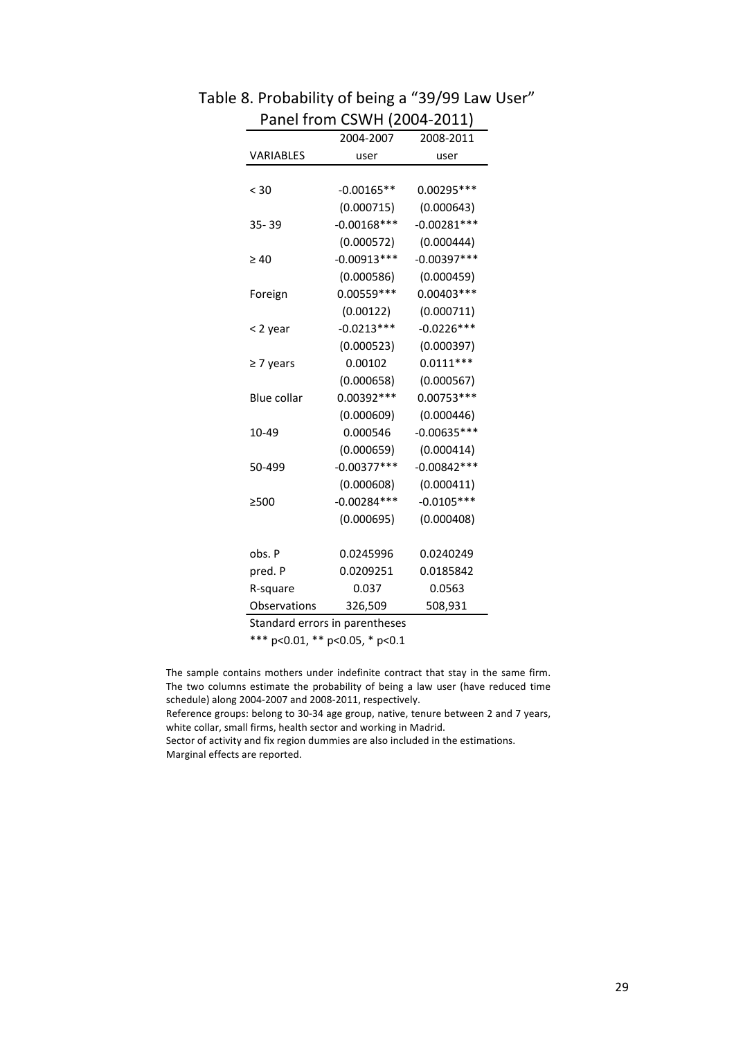Table 8. Probability of being a "39/99 Law User"

Panel from CSWH (2004-2011)

| VARIABLES | 2004-2007 user | 2008-2011 user |
|---|---|---|
| < 30 | -0.00165** | 0.00295*** |
| | (0.000715) | (0.000643) |
| 35- 39 | -0.00168*** | -0.00281*** |
| | (0.000572) | (0.000444) |
| ≥ 40 | -0.00913*** | -0.00397*** |
| | (0.000586) | (0.000459) |
| Foreign | 0.00559*** | 0.00403*** |
| | (0.00122) | (0.000711) |
| < 2 year | -0.0213*** | -0.0226*** |
| | (0.000523) | (0.000397) |
| ≥ 7 years | 0.00102 | 0.0111*** |
| | (0.000658) | (0.000567) |
| Blue collar | 0.00392*** | 0.00753*** |
| | (0.000609) | (0.000446) |
| 10-49 | 0.000546 | -0.00635*** |
| | (0.000659) | (0.000414) |
| 50-499 | -0.00377*** | -0.00842*** |
| | (0.000608) | (0.000411) |
| ≥500 | -0.00284*** | -0.0105*** |
| | (0.000695) | (0.000408) |
| obs. P | 0.0245996 | 0.0240249 |
| pred. P | 0.0209251 | 0.0185842 |
| R-square | 0.037 | 0.0563 |
| Observations | 326,509 | 508,931 |

Standard errors in parentheses

*** p<0.01, ** p<0.05, * p<0.1

The sample contains mothers under indefinite contract that stay in the same firm. The two columns estimate the probability of being a law user (have reduced time schedule) along 2004-2007 and 2008-2011, respectively.

Reference groups: belong to 30-34 age group, native, tenure between 2 and 7 years, white collar, small firms, health sector and working in Madrid.

Sector of activity and fix region dummies are also included in the estimations.

Marginal effects are reported.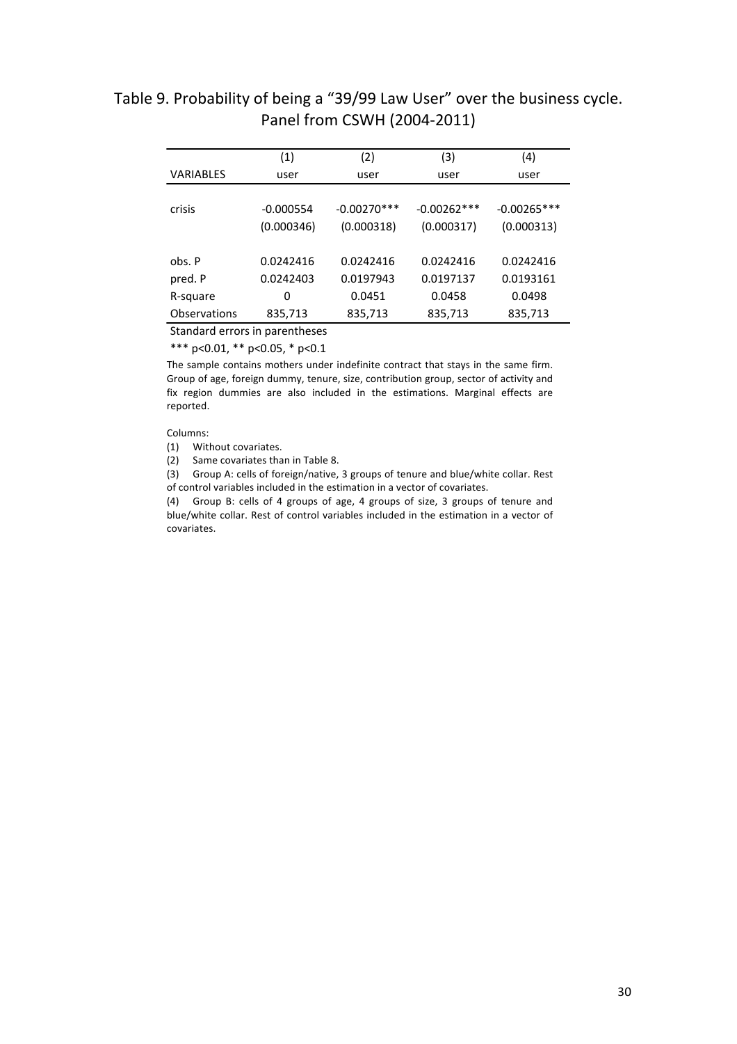## Table 9. Probability of being a “39/99 Law User” over the business cycle. Panel from CSWH (2004-2011)

| | (1) | (2) | (3) | (4) |
|---|---|---|---|---|
| VARIABLES | user | user | user | user |
| crisis | -0.000554 | -0.00270*** | -0.00262*** | -0.00265*** |
| | (0.000346) | (0.000318) | (0.000317) | (0.000313) |
| obs. P | 0.0242416 | 0.0242416 | 0.0242416 | 0.0242416 |
| pred. P | 0.0242403 | 0.0197943 | 0.0197137 | 0.0193161 |
| R-square | 0 | 0.0451 | 0.0458 | 0.0498 |
| Observations | 835,713 | 835,713 | 835,713 | 835,713 |

Standard errors in parentheses

*** p<0.01, ** p<0.05, * p<0.1

The sample contains mothers under indefinite contract that stays in the same firm. Group of age, foreign dummy, tenure, size, contribution group, sector of activity and fix region dummies are also included in the estimations. Marginal effects are reported.

Columns:

(1) Without covariates.

(2) Same covariates than in Table 8.

(3) Group A: cells of foreign/native, 3 groups of tenure and blue/white collar. Rest of control variables included in the estimation in a vector of covariates.

(4) Group B: cells of 4 groups of age, 4 groups of size, 3 groups of tenure and blue/white collar. Rest of control variables included in the estimation in a vector of covariates.